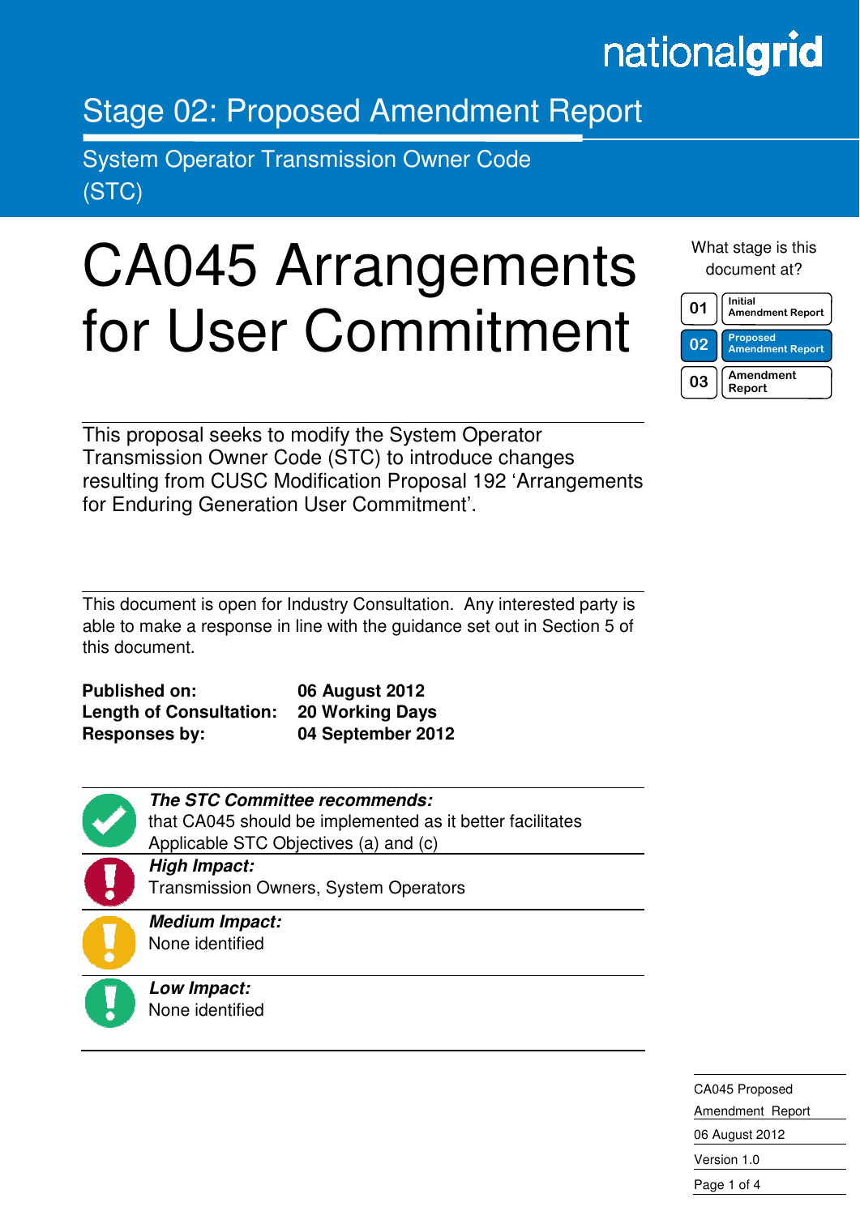nationalgrid

# Stage 02: Proposed Amendment Report

System Operator Transmission Owner Code (STC)

# CA045 Arrangements for User Commitment

What stage is this document at?

| | |
|---|---|
| 01 | Initial Amendment Report |
| 02 | Proposed Amendment Report |
| 03 | Amendment Report |

This proposal seeks to modify the System Operator Transmission Owner Code (STC) to introduce changes resulting from CUSC Modification Proposal 192 'Arrangements for Enduring Generation User Commitment'.

This document is open for Industry Consultation. Any interested party is able to make a response in line with the guidance set out in Section 5 of this document.

| | |
|---|---|
| **Published on:** | **06 August 2012** |
| **Length of Consultation:** | **20 Working Days** |
| **Responses by:** | **04 September 2012** |

***The STC Committee recommends:***
that CA045 should be implemented as it better facilitates Applicable STC Objectives (a) and (c)

***High Impact:***
Transmission Owners, System Operators

***Medium Impact:***
None identified

***Low Impact:***
None identified

CA045 Proposed Amendment Report
06 August 2012
Version 1.0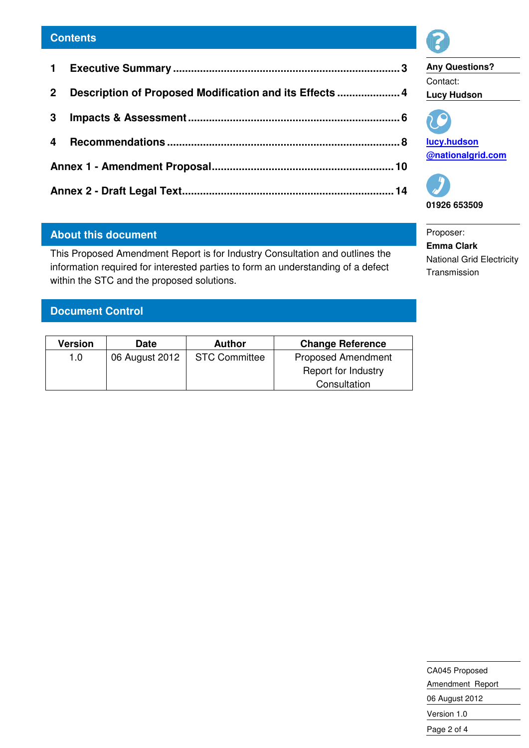## Contents

1 **Executive Summary** ........................................................................ 3

2 **Description of Proposed Modification and its Effects** ..................... 4

3 **Impacts & Assessment** ..................................................................... 6

4 **Recommendations** ............................................................................ 8

**Annex 1 - Amendment Proposal** ........................................................ 10

**Annex 2 - Draft Legal Text** ................................................................ 14

## About this document

This Proposed Amendment Report is for Industry Consultation and outlines the information required for interested parties to form an understanding of a defect within the STC and the proposed solutions.

## Document Control

| Version | Date | Author | Change Reference |
|---|---|---|---|
| 1.0 | 06 August 2012 | STC Committee | Proposed Amendment Report for Industry Consultation |

**Any Questions?**

Contact:

**Lucy Hudson**

**lucy.hudson@nationalgrid.com**

**01926 653509**

Proposer:

**Emma Clark**

National Grid Electricity Transmission

CA045 Proposed Amendment Report

06 August 2012

Version 1.0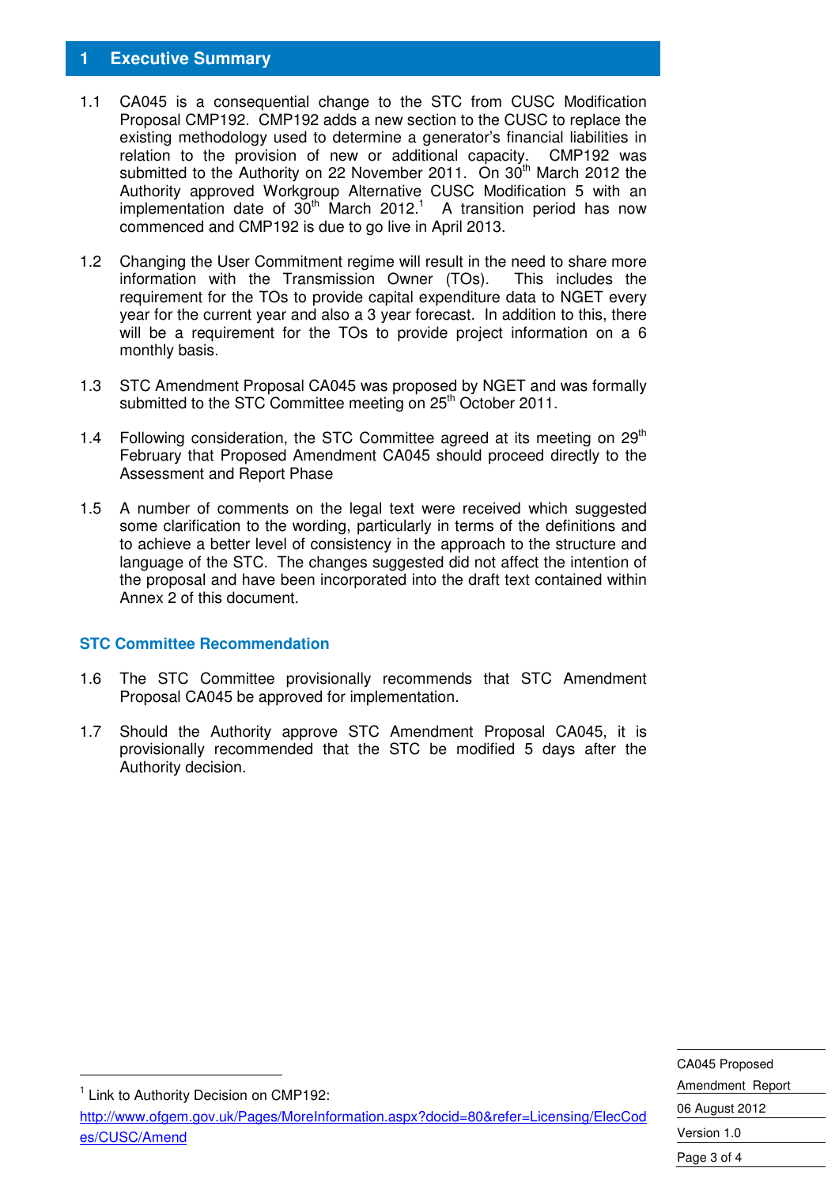# 1 Executive Summary

1.1 CA045 is a consequential change to the STC from CUSC Modification Proposal CMP192. CMP192 adds a new section to the CUSC to replace the existing methodology used to determine a generator's financial liabilities in relation to the provision of new or additional capacity. CMP192 was submitted to the Authority on 22 November 2011. On 30th March 2012 the Authority approved Workgroup Alternative CUSC Modification 5 with an implementation date of 30th March 2012.[1] A transition period has now commenced and CMP192 is due to go live in April 2013.

1.2 Changing the User Commitment regime will result in the need to share more information with the Transmission Owner (TOs). This includes the requirement for the TOs to provide capital expenditure data to NGET every year for the current year and also a 3 year forecast. In addition to this, there will be a requirement for the TOs to provide project information on a 6 monthly basis.

1.3 STC Amendment Proposal CA045 was proposed by NGET and was formally submitted to the STC Committee meeting on 25th October 2011.

1.4 Following consideration, the STC Committee agreed at its meeting on 29th February that Proposed Amendment CA045 should proceed directly to the Assessment and Report Phase

1.5 A number of comments on the legal text were received which suggested some clarification to the wording, particularly in terms of the definitions and to achieve a better level of consistency in the approach to the structure and language of the STC. The changes suggested did not affect the intention of the proposal and have been incorporated into the draft text contained within Annex 2 of this document.

### STC Committee Recommendation

1.6 The STC Committee provisionally recommends that STC Amendment Proposal CA045 be approved for implementation.

1.7 Should the Authority approve STC Amendment Proposal CA045, it is provisionally recommended that the STC be modified 5 days after the Authority decision.

---

[1] Link to Authority Decision on CMP192: http://www.ofgem.gov.uk/Pages/MoreInformation.aspx?docid=80&refer=Licensing/ElecCodes/CUSC/Amend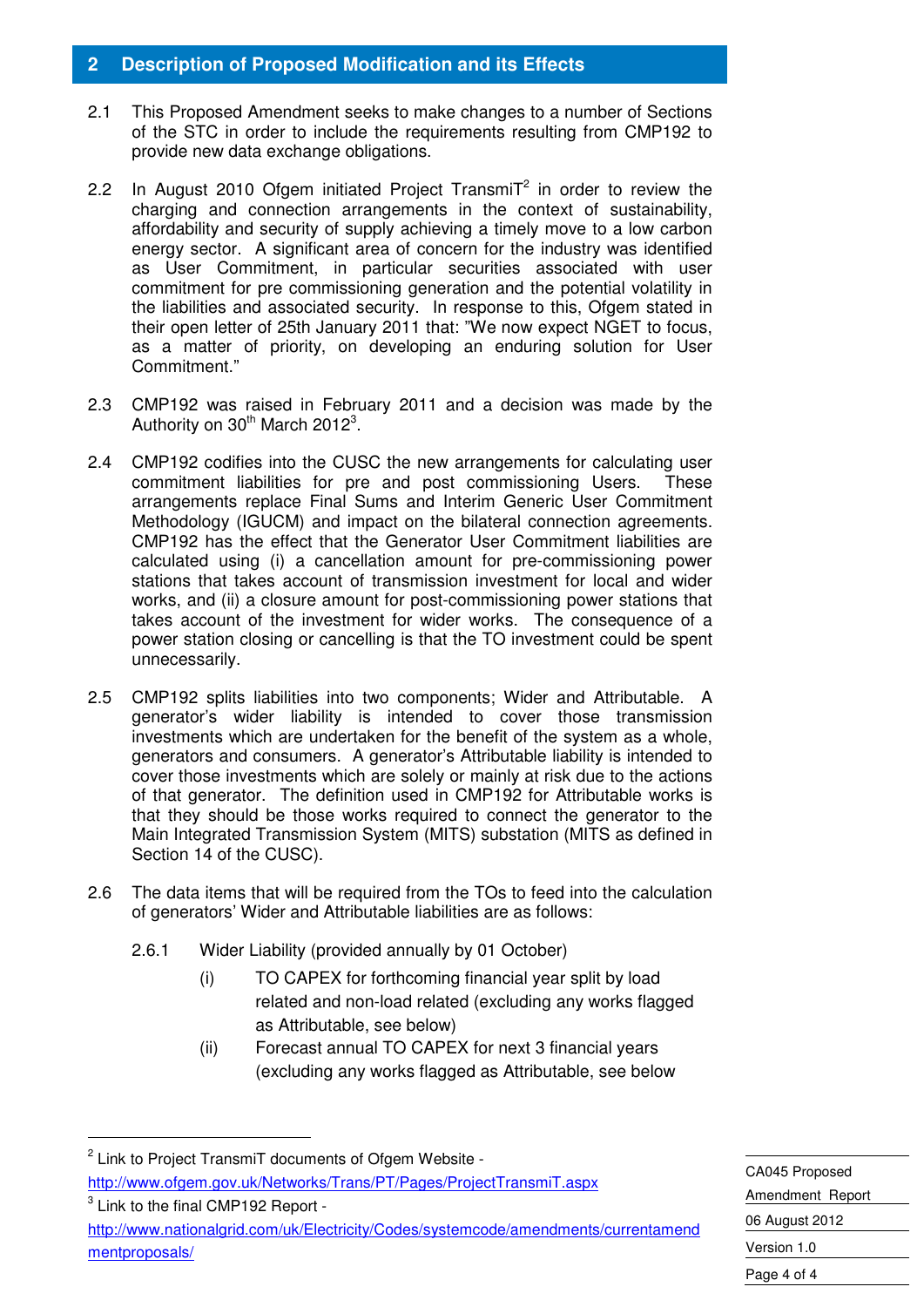## 2 Description of Proposed Modification and its Effects

2.1 This Proposed Amendment seeks to make changes to a number of Sections of the STC in order to include the requirements resulting from CMP192 to provide new data exchange obligations.

2.2 In August 2010 Ofgem initiated Project TransmiT[2] in order to review the charging and connection arrangements in the context of sustainability, affordability and security of supply achieving a timely move to a low carbon energy sector. A significant area of concern for the industry was identified as User Commitment, in particular securities associated with user commitment for pre commissioning generation and the potential volatility in the liabilities and associated security. In response to this, Ofgem stated in their open letter of 25th January 2011 that: "We now expect NGET to focus, as a matter of priority, on developing an enduring solution for User Commitment."

2.3 CMP192 was raised in February 2011 and a decision was made by the Authority on 30th March 2012[3].

2.4 CMP192 codifies into the CUSC the new arrangements for calculating user commitment liabilities for pre and post commissioning Users. These arrangements replace Final Sums and Interim Generic User Commitment Methodology (IGUCM) and impact on the bilateral connection agreements. CMP192 has the effect that the Generator User Commitment liabilities are calculated using (i) a cancellation amount for pre-commissioning power stations that takes account of transmission investment for local and wider works, and (ii) a closure amount for post-commissioning power stations that takes account of the investment for wider works. The consequence of a power station closing or cancelling is that the TO investment could be spent unnecessarily.

2.5 CMP192 splits liabilities into two components; Wider and Attributable. A generator's wider liability is intended to cover those transmission investments which are undertaken for the benefit of the system as a whole, generators and consumers. A generator's Attributable liability is intended to cover those investments which are solely or mainly at risk due to the actions of that generator. The definition used in CMP192 for Attributable works is that they should be those works required to connect the generator to the Main Integrated Transmission System (MITS) substation (MITS as defined in Section 14 of the CUSC).

2.6 The data items that will be required from the TOs to feed into the calculation of generators' Wider and Attributable liabilities are as follows:

2.6.1 Wider Liability (provided annually by 01 October)

(i) TO CAPEX for forthcoming financial year split by load related and non-load related (excluding any works flagged as Attributable, see below)

(ii) Forecast annual TO CAPEX for next 3 financial years (excluding any works flagged as Attributable, see below

---

[2] Link to Project TransmiT documents of Ofgem Website - http://www.ofgem.gov.uk/Networks/Trans/PT/Pages/ProjectTransmiT.aspx

[3] Link to the final CMP192 Report - http://www.nationalgrid.com/uk/Electricity/Codes/systemcode/amendments/currentamendmentproposals/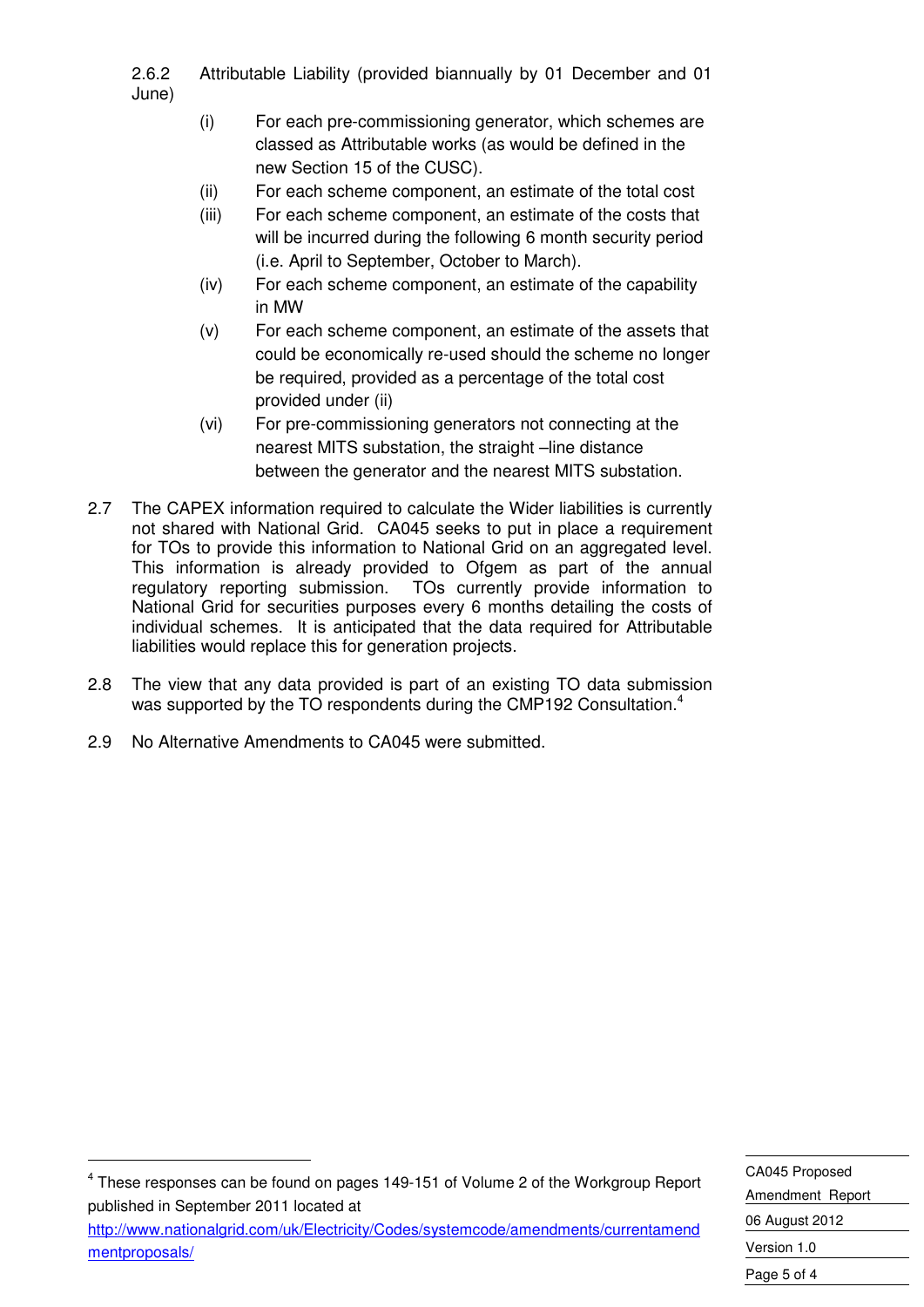2.6.2 Attributable Liability (provided biannually by 01 December and 01 June)

(i) For each pre-commissioning generator, which schemes are classed as Attributable works (as would be defined in the new Section 15 of the CUSC).

(ii) For each scheme component, an estimate of the total cost

(iii) For each scheme component, an estimate of the costs that will be incurred during the following 6 month security period (i.e. April to September, October to March).

(iv) For each scheme component, an estimate of the capability in MW

(v) For each scheme component, an estimate of the assets that could be economically re-used should the scheme no longer be required, provided as a percentage of the total cost provided under (ii)

(vi) For pre-commissioning generators not connecting at the nearest MITS substation, the straight –line distance between the generator and the nearest MITS substation.

2.7 The CAPEX information required to calculate the Wider liabilities is currently not shared with National Grid. CA045 seeks to put in place a requirement for TOs to provide this information to National Grid on an aggregated level. This information is already provided to Ofgem as part of the annual regulatory reporting submission. TOs currently provide information to National Grid for securities purposes every 6 months detailing the costs of individual schemes. It is anticipated that the data required for Attributable liabilities would replace this for generation projects.

2.8 The view that any data provided is part of an existing TO data submission was supported by the TO respondents during the CMP192 Consultation.[4]

2.9 No Alternative Amendments to CA045 were submitted.

---

[4] These responses can be found on pages 149-151 of Volume 2 of the Workgroup Report published in September 2011 located at http://www.nationalgrid.com/uk/Electricity/Codes/systemcode/amendments/currentamendmentproposals/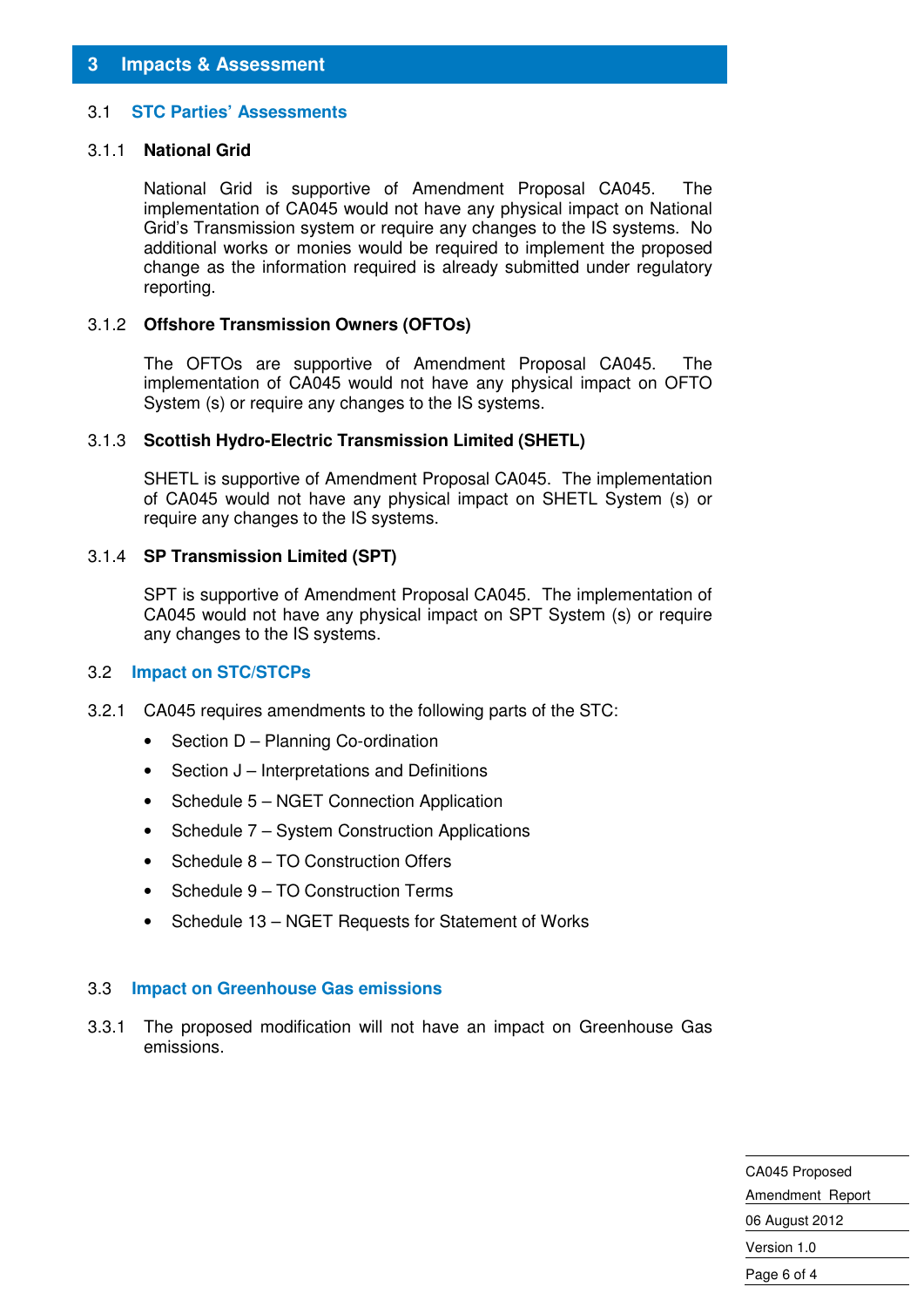# 3 Impacts & Assessment

## 3.1 STC Parties' Assessments

### 3.1.1 National Grid

National Grid is supportive of Amendment Proposal CA045. The implementation of CA045 would not have any physical impact on National Grid's Transmission system or require any changes to the IS systems. No additional works or monies would be required to implement the proposed change as the information required is already submitted under regulatory reporting.

### 3.1.2 Offshore Transmission Owners (OFTOs)

The OFTOs are supportive of Amendment Proposal CA045. The implementation of CA045 would not have any physical impact on OFTO System (s) or require any changes to the IS systems.

### 3.1.3 Scottish Hydro-Electric Transmission Limited (SHETL)

SHETL is supportive of Amendment Proposal CA045. The implementation of CA045 would not have any physical impact on SHETL System (s) or require any changes to the IS systems.

### 3.1.4 SP Transmission Limited (SPT)

SPT is supportive of Amendment Proposal CA045. The implementation of CA045 would not have any physical impact on SPT System (s) or require any changes to the IS systems.

## 3.2 Impact on STC/STCPs

3.2.1 CA045 requires amendments to the following parts of the STC:

- Section D – Planning Co-ordination
- Section J – Interpretations and Definitions
- Schedule 5 – NGET Connection Application
- Schedule 7 – System Construction Applications
- Schedule 8 – TO Construction Offers
- Schedule 9 – TO Construction Terms
- Schedule 13 – NGET Requests for Statement of Works

## 3.3 Impact on Greenhouse Gas emissions

3.3.1 The proposed modification will not have an impact on Greenhouse Gas emissions.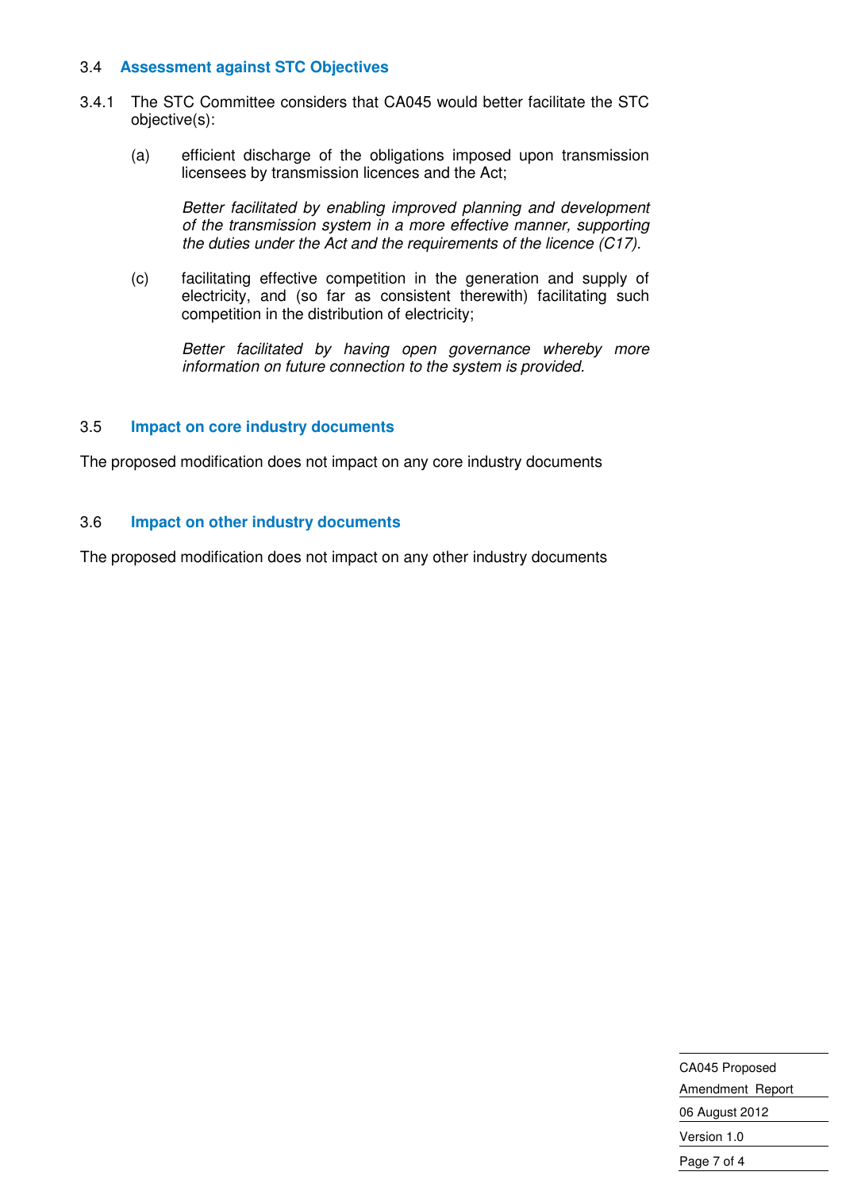### 3.4 Assessment against STC Objectives

3.4.1 The STC Committee considers that CA045 would better facilitate the STC objective(s):

(a) efficient discharge of the obligations imposed upon transmission licensees by transmission licences and the Act;

*Better facilitated by enabling improved planning and development of the transmission system in a more effective manner, supporting the duties under the Act and the requirements of the licence (C17).*

(c) facilitating effective competition in the generation and supply of electricity, and (so far as consistent therewith) facilitating such competition in the distribution of electricity;

*Better facilitated by having open governance whereby more information on future connection to the system is provided.*

### 3.5 Impact on core industry documents

The proposed modification does not impact on any core industry documents

### 3.6 Impact on other industry documents

The proposed modification does not impact on any other industry documents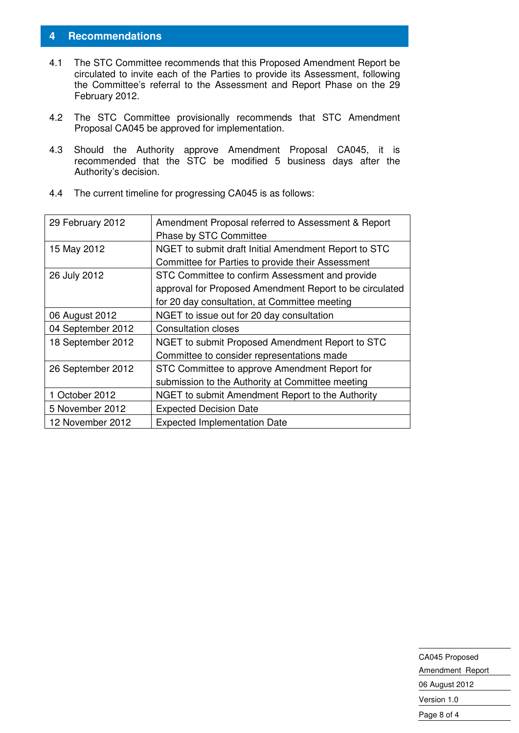## 4 Recommendations

4.1 The STC Committee recommends that this Proposed Amendment Report be circulated to invite each of the Parties to provide its Assessment, following the Committee's referral to the Assessment and Report Phase on the 29 February 2012.

4.2 The STC Committee provisionally recommends that STC Amendment Proposal CA045 be approved for implementation.

4.3 Should the Authority approve Amendment Proposal CA045, it is recommended that the STC be modified 5 business days after the Authority's decision.

4.4 The current timeline for progressing CA045 is as follows:

| | |
|---|---|
| 29 February 2012 | Amendment Proposal referred to Assessment & Report Phase by STC Committee |
| 15 May 2012 | NGET to submit draft Initial Amendment Report to STC Committee for Parties to provide their Assessment |
| 26 July 2012 | STC Committee to confirm Assessment and provide approval for Proposed Amendment Report to be circulated for 20 day consultation, at Committee meeting |
| 06 August 2012 | NGET to issue out for 20 day consultation |
| 04 September 2012 | Consultation closes |
| 18 September 2012 | NGET to submit Proposed Amendment Report to STC Committee to consider representations made |
| 26 September 2012 | STC Committee to approve Amendment Report for submission to the Authority at Committee meeting |
| 1 October 2012 | NGET to submit Amendment Report to the Authority |
| 5 November 2012 | Expected Decision Date |
| 12 November 2012 | Expected Implementation Date |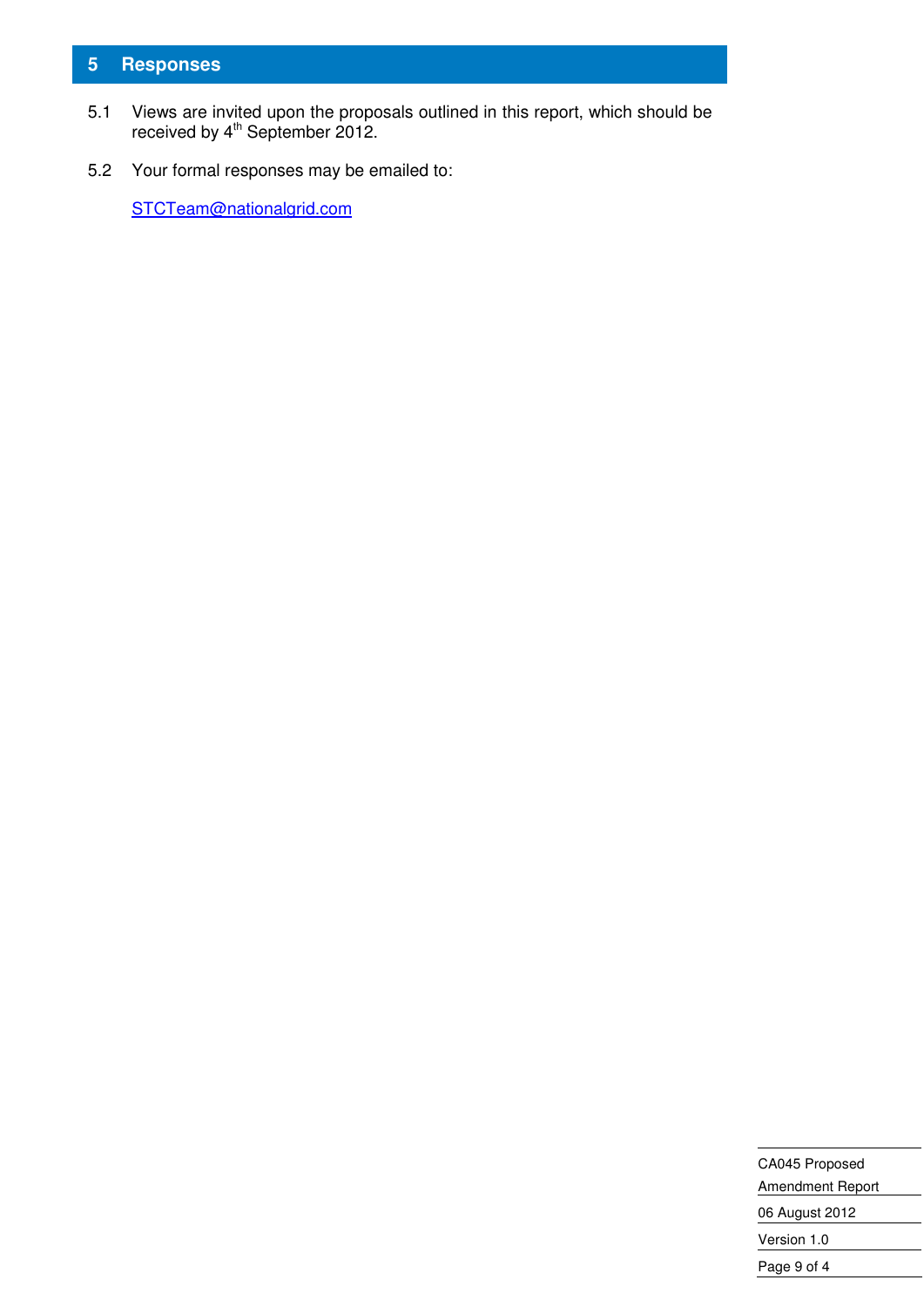## 5 Responses

5.1 Views are invited upon the proposals outlined in this report, which should be received by 4th September 2012.

5.2 Your formal responses may be emailed to:

STCTeam@nationalgrid.com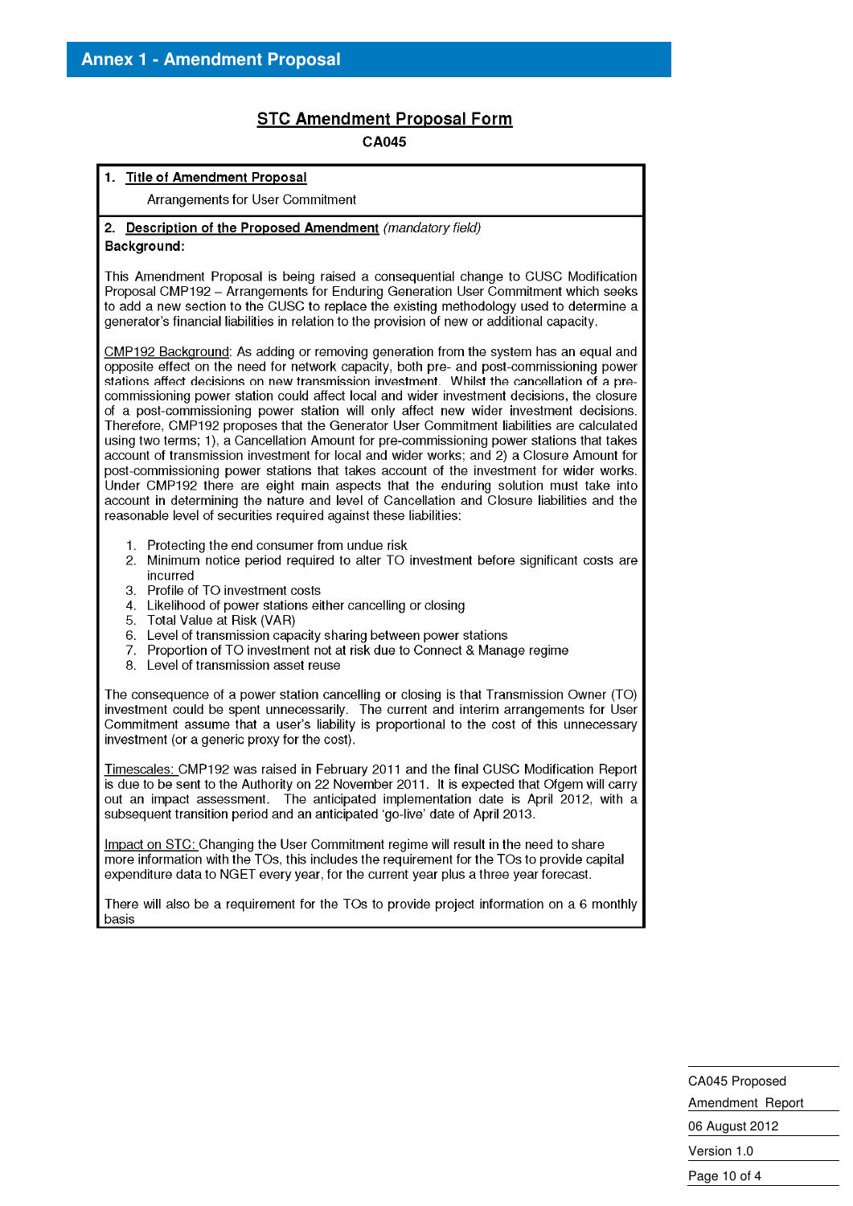## Annex 1 - Amendment Proposal

### STC Amendment Proposal Form

**CA045**

**1. Title of Amendment Proposal**

Arrangements for User Commitment

**2. Description of the Proposed Amendment** *(mandatory field)*

**Background:**

This Amendment Proposal is being raised a consequential change to CUSC Modification Proposal CMP192 – Arrangements for Enduring Generation User Commitment which seeks to add a new section to the CUSC to replace the existing methodology used to determine a generator's financial liabilities in relation to the provision of new or additional capacity.

CMP192 Background: As adding or removing generation from the system has an equal and opposite effect on the need for network capacity, both pre- and post-commissioning power stations affect decisions on new transmission investment. Whilst the cancellation of a pre-commissioning power station could affect local and wider investment decisions, the closure of a post-commissioning power station will only affect new wider investment decisions. Therefore, CMP192 proposes that the Generator User Commitment liabilities are calculated using two terms; 1), a Cancellation Amount for pre-commissioning power stations that takes account of transmission investment for local and wider works; and 2) a Closure Amount for post-commissioning power stations that takes account of the investment for wider works. Under CMP192 there are eight main aspects that the enduring solution must take into account in determining the nature and level of Cancellation and Closure liabilities and the reasonable level of securities required against these liabilities:

1. Protecting the end consumer from undue risk
2. Minimum notice period required to alter TO investment before significant costs are incurred
3. Profile of TO investment costs
4. Likelihood of power stations either cancelling or closing
5. Total Value at Risk (VAR)
6. Level of transmission capacity sharing between power stations
7. Proportion of TO investment not at risk due to Connect & Manage regime
8. Level of transmission asset reuse

The consequence of a power station cancelling or closing is that Transmission Owner (TO) investment could be spent unnecessarily. The current and interim arrangements for User Commitment assume that a user's liability is proportional to the cost of this unnecessary investment (or a generic proxy for the cost).

Timescales: CMP192 was raised in February 2011 and the final CUSC Modification Report is due to be sent to the Authority on 22 November 2011. It is expected that Ofgem will carry out an impact assessment. The anticipated implementation date is April 2012, with a subsequent transition period and an anticipated 'go-live' date of April 2013.

Impact on STC: Changing the User Commitment regime will result in the need to share more information with the TOs, this includes the requirement for the TOs to provide capital expenditure data to NGET every year, for the current year plus a three year forecast.

There will also be a requirement for the TOs to provide project information on a 6 monthly basis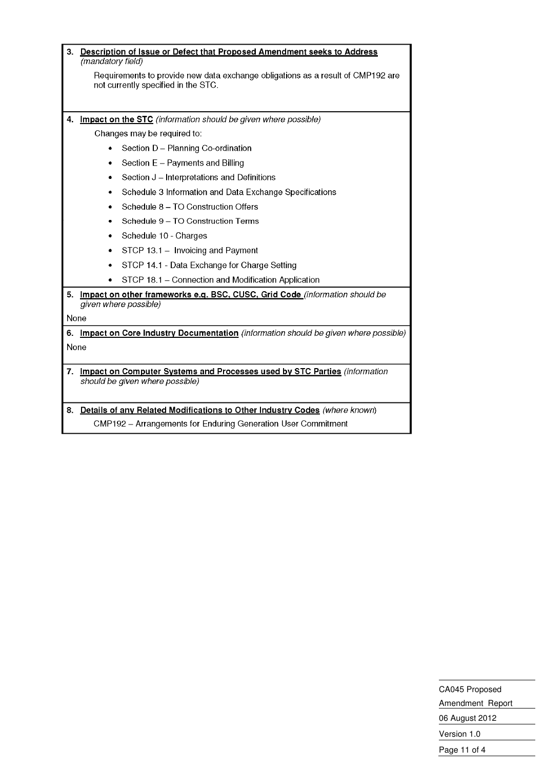**3. Description of Issue or Defect that Proposed Amendment seeks to Address** *(mandatory field)*

Requirements to provide new data exchange obligations as a result of CMP192 are not currently specified in the STC.

**4. Impact on the STC** *(information should be given where possible)*

Changes may be required to:

- Section D – Planning Co-ordination
- Section E – Payments and Billing
- Section J – Interpretations and Definitions
- Schedule 3 Information and Data Exchange Specifications
- Schedule 8 – TO Construction Offers
- Schedule 9 – TO Construction Terms
- Schedule 10 - Charges
- STCP 13.1 – Invoicing and Payment
- STCP 14.1 - Data Exchange for Charge Setting
- STCP 18.1 – Connection and Modification Application

**5. Impact on other frameworks e.g. BSC, CUSC, Grid Code** *(information should be given where possible)*

None

**6. Impact on Core Industry Documentation** *(information should be given where possible)*

None

**7. Impact on Computer Systems and Processes used by STC Parties** *(information should be given where possible)*

**8. Details of any Related Modifications to Other Industry Codes** *(where known)*

CMP192 – Arrangements for Enduring Generation User Commitment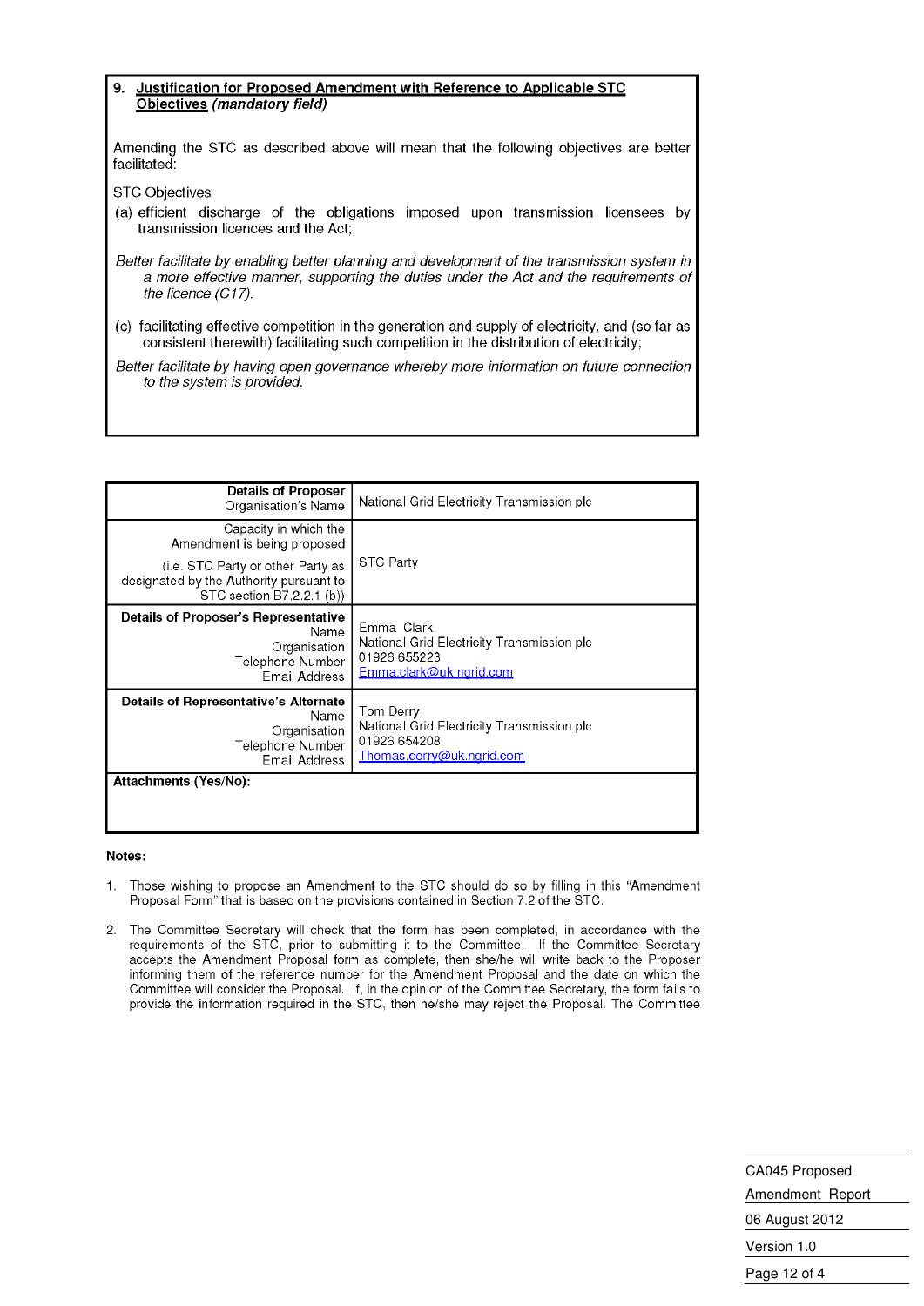**9. Justification for Proposed Amendment with Reference to Applicable STC Objectives** *(mandatory field)*

Amending the STC as described above will mean that the following objectives are better facilitated:

STC Objectives

(a) efficient discharge of the obligations imposed upon transmission licensees by transmission licences and the Act;

*Better facilitate by enabling better planning and development of the transmission system in a more effective manner, supporting the duties under the Act and the requirements of the licence (C17).*

(c) facilitating effective competition in the generation and supply of electricity, and (so far as consistent therewith) facilitating such competition in the distribution of electricity;

*Better facilitate by having open governance whereby more information on future connection to the system is provided.*

| **Details of Proposer** Organisation's Name | National Grid Electricity Transmission plc |
|---|---|
| Capacity in which the Amendment is being proposed (i.e. STC Party or other Party as designated by the Authority pursuant to STC section B7.2.2.1 (b)) | STC Party |
| **Details of Proposer's Representative** Name Organisation Telephone Number Email Address | Emma Clark National Grid Electricity Transmission plc 01926 655223 Emma.clark@uk.ngrid.com |
| **Details of Representative's Alternate** Name Organisation Telephone Number Email Address | Tom Derry National Grid Electricity Transmission plc 01926 654208 Thomas.derry@uk.ngrid.com |
| **Attachments (Yes/No):** | |

**Notes:**

1. Those wishing to propose an Amendment to the STC should do so by filling in this "Amendment Proposal Form" that is based on the provisions contained in Section 7.2 of the STC.

2. The Committee Secretary will check that the form has been completed, in accordance with the requirements of the STC, prior to submitting it to the Committee. If the Committee Secretary accepts the Amendment Proposal form as complete, then she/he will write back to the Proposer informing them of the reference number for the Amendment Proposal and the date on which the Committee will consider the Proposal. If, in the opinion of the Committee Secretary, the form fails to provide the information required in the STC, then he/she may reject the Proposal. The Committee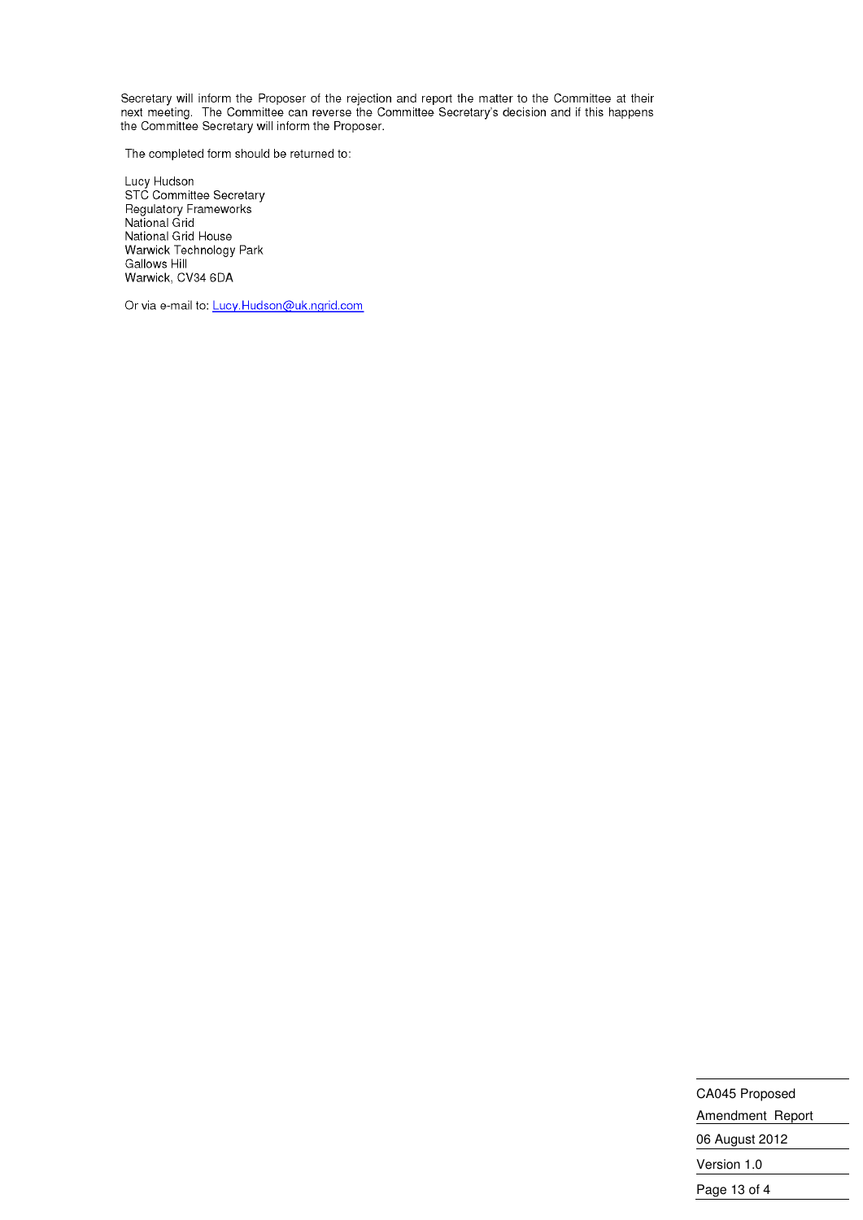Secretary will inform the Proposer of the rejection and report the matter to the Committee at their next meeting. The Committee can reverse the Committee Secretary's decision and if this happens the Committee Secretary will inform the Proposer.

The completed form should be returned to:

Lucy Hudson  
STC Committee Secretary  
Regulatory Frameworks  
National Grid  
National Grid House  
Warwick Technology Park  
Gallows Hill  
Warwick, CV34 6DA

Or via e-mail to: Lucy.Hudson@uk.ngrid.com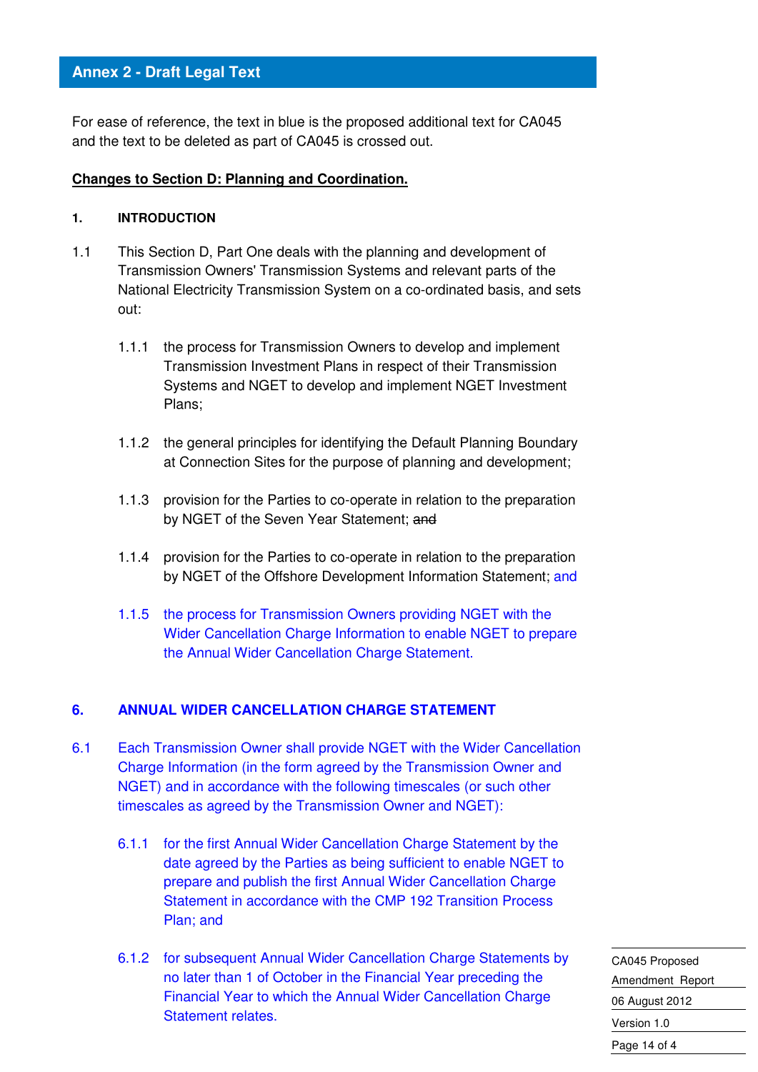## Annex 2 - Draft Legal Text

For ease of reference, the text in blue is the proposed additional text for CA045 and the text to be deleted as part of CA045 is crossed out.

**Changes to Section D: Planning and Coordination.**

**1. INTRODUCTION**

1.1 This Section D, Part One deals with the planning and development of Transmission Owners' Transmission Systems and relevant parts of the National Electricity Transmission System on a co-ordinated basis, and sets out:

1.1.1 the process for Transmission Owners to develop and implement Transmission Investment Plans in respect of their Transmission Systems and NGET to develop and implement NGET Investment Plans;

1.1.2 the general principles for identifying the Default Planning Boundary at Connection Sites for the purpose of planning and development;

1.1.3 provision for the Parties to co-operate in relation to the preparation by NGET of the Seven Year Statement; ~~and~~

1.1.4 provision for the Parties to co-operate in relation to the preparation by NGET of the Offshore Development Information Statement; and

1.1.5 the process for Transmission Owners providing NGET with the Wider Cancellation Charge Information to enable NGET to prepare the Annual Wider Cancellation Charge Statement.

**6. ANNUAL WIDER CANCELLATION CHARGE STATEMENT**

6.1 Each Transmission Owner shall provide NGET with the Wider Cancellation Charge Information (in the form agreed by the Transmission Owner and NGET) and in accordance with the following timescales (or such other timescales as agreed by the Transmission Owner and NGET):

6.1.1 for the first Annual Wider Cancellation Charge Statement by the date agreed by the Parties as being sufficient to enable NGET to prepare and publish the first Annual Wider Cancellation Charge Statement in accordance with the CMP 192 Transition Process Plan; and

6.1.2 for subsequent Annual Wider Cancellation Charge Statements by no later than 1 of October in the Financial Year preceding the Financial Year to which the Annual Wider Cancellation Charge Statement relates.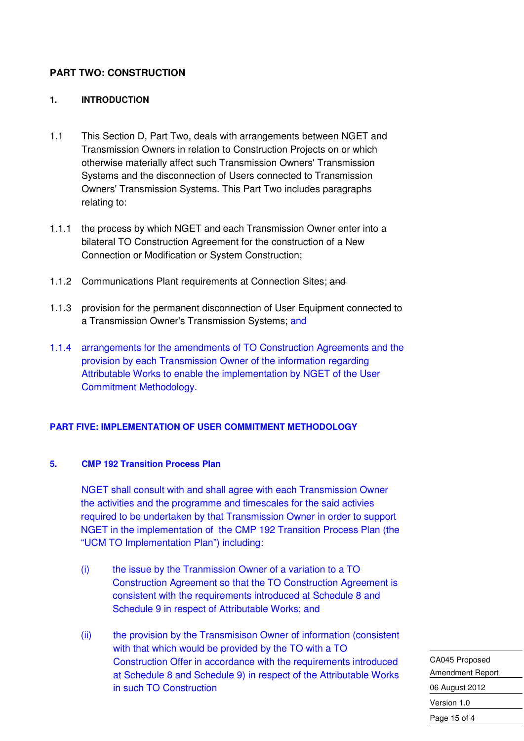## PART TWO: CONSTRUCTION

### 1. INTRODUCTION

1.1 This Section D, Part Two, deals with arrangements between NGET and Transmission Owners in relation to Construction Projects on or which otherwise materially affect such Transmission Owners' Transmission Systems and the disconnection of Users connected to Transmission Owners' Transmission Systems. This Part Two includes paragraphs relating to:

1.1.1 the process by which NGET and each Transmission Owner enter into a bilateral TO Construction Agreement for the construction of a New Connection or Modification or System Construction;

1.1.2 Communications Plant requirements at Connection Sites; ~~and~~

1.1.3 provision for the permanent disconnection of User Equipment connected to a Transmission Owner's Transmission Systems; and

1.1.4 arrangements for the amendments of TO Construction Agreements and the provision by each Transmission Owner of the information regarding Attributable Works to enable the implementation by NGET of the User Commitment Methodology.

## PART FIVE: IMPLEMENTATION OF USER COMMITMENT METHODOLOGY

### 5. CMP 192 Transition Process Plan

NGET shall consult with and shall agree with each Transmission Owner the activities and the programme and timescales for the said activies required to be undertaken by that Transmission Owner in order to support NGET in the implementation of the CMP 192 Transition Process Plan (the "UCM TO Implementation Plan") including:

(i) the issue by the Tranmission Owner of a variation to a TO Construction Agreement so that the TO Construction Agreement is consistent with the requirements introduced at Schedule 8 and Schedule 9 in respect of Attributable Works; and

(ii) the provision by the Transmisison Owner of information (consistent with that which would be provided by the TO with a TO Construction Offer in accordance with the requirements introduced at Schedule 8 and Schedule 9) in respect of the Attributable Works in such TO Construction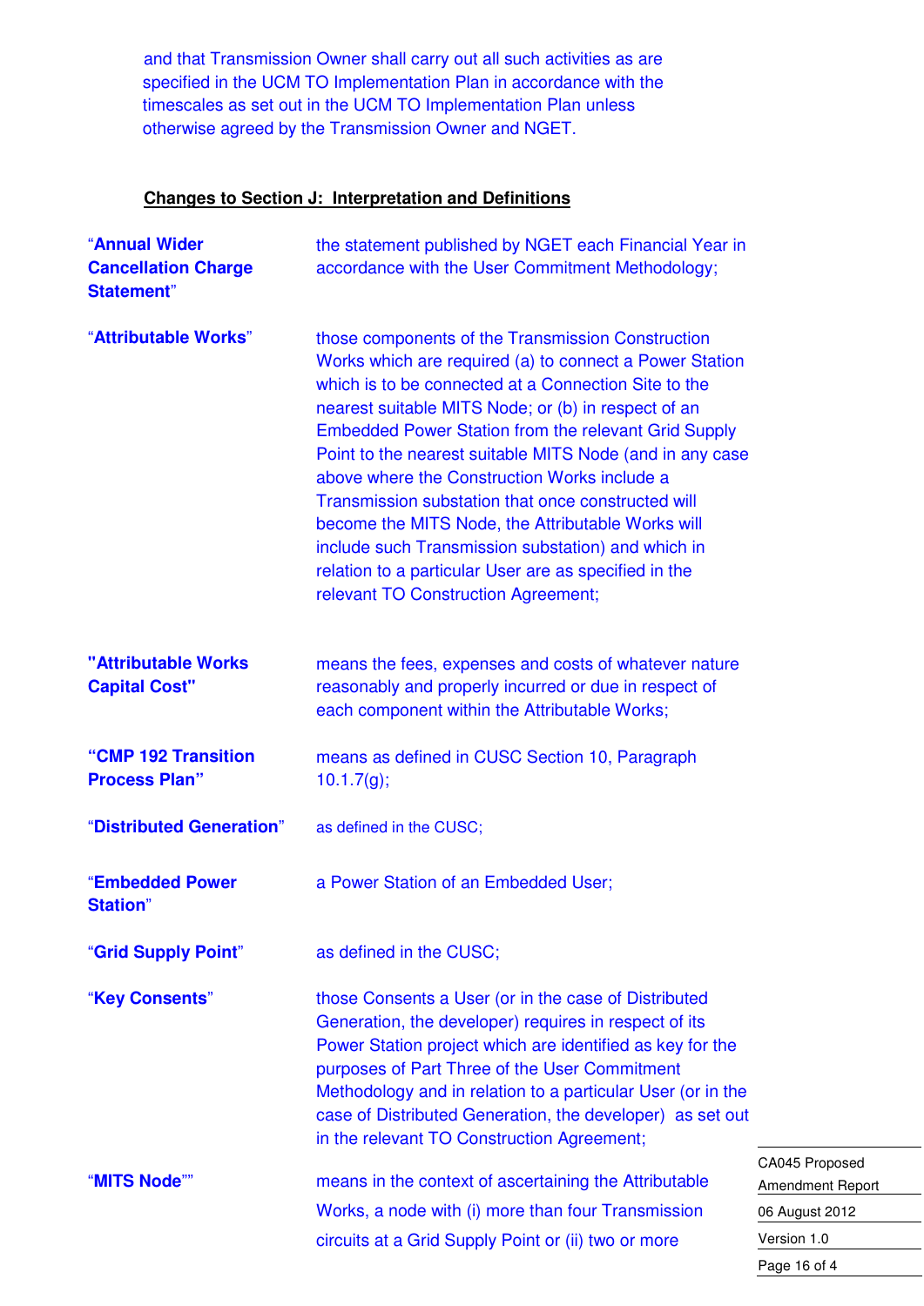and that Transmission Owner shall carry out all such activities as are specified in the UCM TO Implementation Plan in accordance with the timescales as set out in the UCM TO Implementation Plan unless otherwise agreed by the Transmission Owner and NGET.

**Changes to Section J: Interpretation and Definitions**

| | |
|---|---|
| "**Annual Wider Cancellation Charge Statement**" | the statement published by NGET each Financial Year in accordance with the User Commitment Methodology; |
| "**Attributable Works**" | those components of the Transmission Construction Works which are required (a) to connect a Power Station which is to be connected at a Connection Site to the nearest suitable MITS Node; or (b) in respect of an Embedded Power Station from the relevant Grid Supply Point to the nearest suitable MITS Node (and in any case above where the Construction Works include a Transmission substation that once constructed will become the MITS Node, the Attributable Works will include such Transmission substation) and which in relation to a particular User are as specified in the relevant TO Construction Agreement; |
| **"Attributable Works Capital Cost"** | means the fees, expenses and costs of whatever nature reasonably and properly incurred or due in respect of each component within the Attributable Works; |
| **"CMP 192 Transition Process Plan"** | means as defined in CUSC Section 10, Paragraph 10.1.7(g); |
| "**Distributed Generation**" | as defined in the CUSC; |
| "**Embedded Power Station**" | a Power Station of an Embedded User; |
| "**Grid Supply Point**" | as defined in the CUSC; |
| "**Key Consents**" | those Consents a User (or in the case of Distributed Generation, the developer) requires in respect of its Power Station project which are identified as key for the purposes of Part Three of the User Commitment Methodology and in relation to a particular User (or in the case of Distributed Generation, the developer) as set out in the relevant TO Construction Agreement; |
| "**MITS Node**"" | means in the context of ascertaining the Attributable Works, a node with (i) more than four Transmission circuits at a Grid Supply Point or (ii) two or more |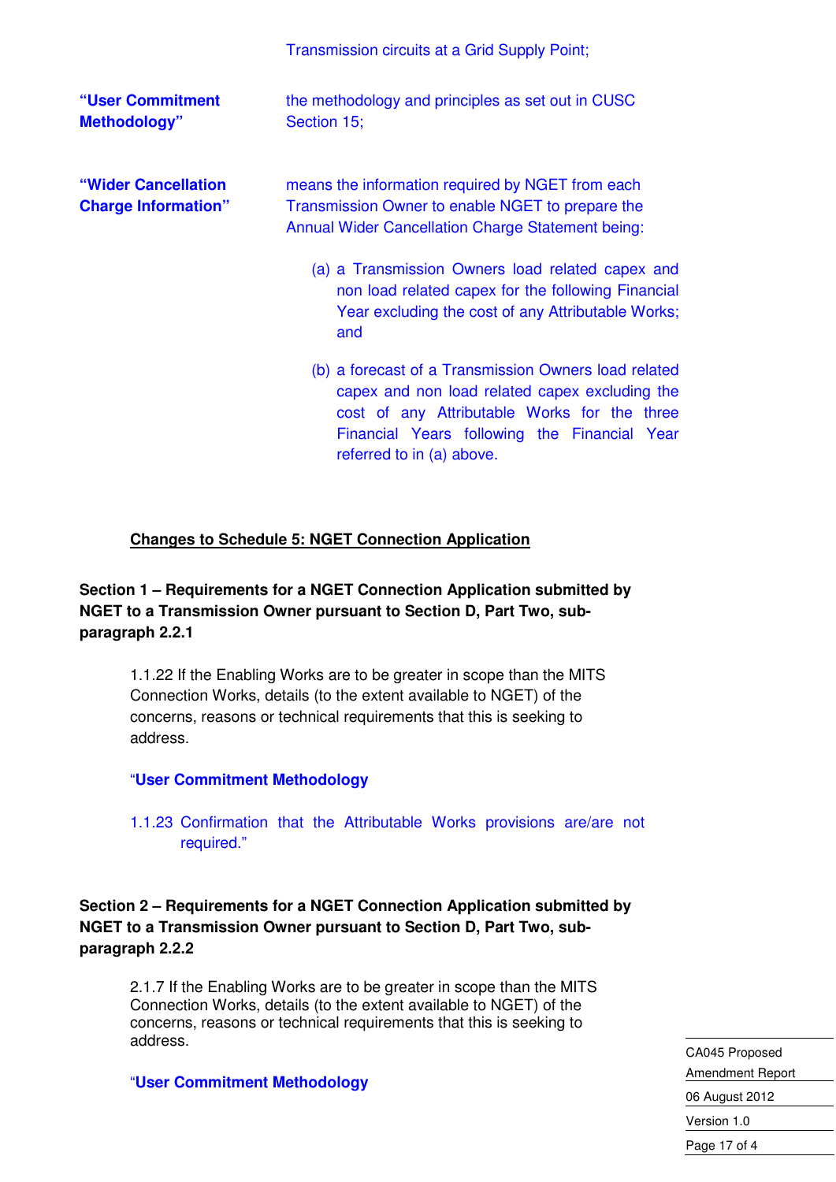Transmission circuits at a Grid Supply Point;

**"User Commitment Methodology"** the methodology and principles as set out in CUSC Section 15;

**"Wider Cancellation Charge Information"** means the information required by NGET from each Transmission Owner to enable NGET to prepare the Annual Wider Cancellation Charge Statement being:

(a) a Transmission Owners load related capex and non load related capex for the following Financial Year excluding the cost of any Attributable Works; and

(b) a forecast of a Transmission Owners load related capex and non load related capex excluding the cost of any Attributable Works for the three Financial Years following the Financial Year referred to in (a) above.

**<u>Changes to Schedule 5: NGET Connection Application</u>**

**Section 1 – Requirements for a NGET Connection Application submitted by NGET to a Transmission Owner pursuant to Section D, Part Two, sub-paragraph 2.2.1**

1.1.22 If the Enabling Works are to be greater in scope than the MITS Connection Works, details (to the extent available to NGET) of the concerns, reasons or technical requirements that this is seeking to address.

"**User Commitment Methodology**

1.1.23 Confirmation that the Attributable Works provisions are/are not required."

**Section 2 – Requirements for a NGET Connection Application submitted by NGET to a Transmission Owner pursuant to Section D, Part Two, sub-paragraph 2.2.2**

2.1.7 If the Enabling Works are to be greater in scope than the MITS Connection Works, details (to the extent available to NGET) of the concerns, reasons or technical requirements that this is seeking to address.

"**User Commitment Methodology**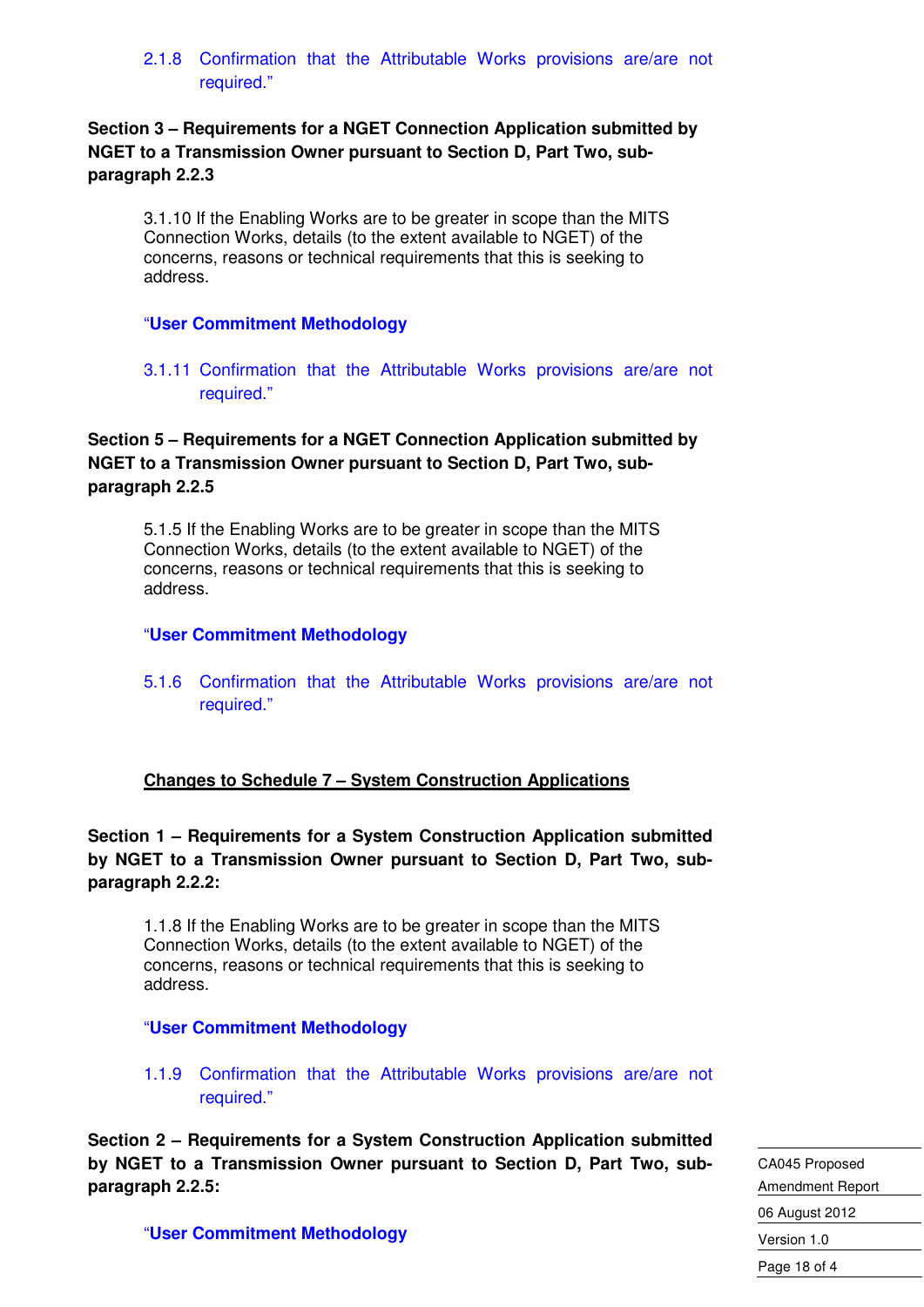2.1.8 Confirmation that the Attributable Works provisions are/are not required."

**Section 3 – Requirements for a NGET Connection Application submitted by NGET to a Transmission Owner pursuant to Section D, Part Two, sub-paragraph 2.2.3**

3.1.10 If the Enabling Works are to be greater in scope than the MITS Connection Works, details (to the extent available to NGET) of the concerns, reasons or technical requirements that this is seeking to address.

"**User Commitment Methodology**

3.1.11 Confirmation that the Attributable Works provisions are/are not required."

**Section 5 – Requirements for a NGET Connection Application submitted by NGET to a Transmission Owner pursuant to Section D, Part Two, sub-paragraph 2.2.5**

5.1.5 If the Enabling Works are to be greater in scope than the MITS Connection Works, details (to the extent available to NGET) of the concerns, reasons or technical requirements that this is seeking to address.

"**User Commitment Methodology**

5.1.6 Confirmation that the Attributable Works provisions are/are not required."

**Changes to Schedule 7 – System Construction Applications**

**Section 1 – Requirements for a System Construction Application submitted by NGET to a Transmission Owner pursuant to Section D, Part Two, sub-paragraph 2.2.2:**

1.1.8 If the Enabling Works are to be greater in scope than the MITS Connection Works, details (to the extent available to NGET) of the concerns, reasons or technical requirements that this is seeking to address.

"**User Commitment Methodology**

1.1.9 Confirmation that the Attributable Works provisions are/are not required."

**Section 2 – Requirements for a System Construction Application submitted by NGET to a Transmission Owner pursuant to Section D, Part Two, sub-paragraph 2.2.5:**

"**User Commitment Methodology**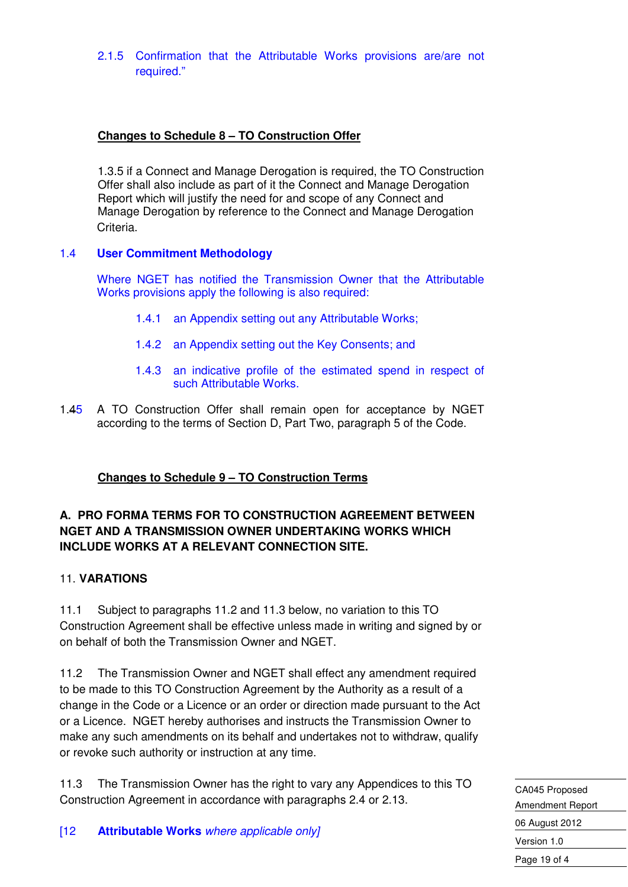2.1.5 Confirmation that the Attributable Works provisions are/are not required."

**Changes to Schedule 8 – TO Construction Offer**

1.3.5 if a Connect and Manage Derogation is required, the TO Construction Offer shall also include as part of it the Connect and Manage Derogation Report which will justify the need for and scope of any Connect and Manage Derogation by reference to the Connect and Manage Derogation Criteria.

1.4 **User Commitment Methodology**

Where NGET has notified the Transmission Owner that the Attributable Works provisions apply the following is also required:

1.4.1 an Appendix setting out any Attributable Works;

1.4.2 an Appendix setting out the Key Consents; and

1.4.3 an indicative profile of the estimated spend in respect of such Attributable Works.

1.45 A TO Construction Offer shall remain open for acceptance by NGET according to the terms of Section D, Part Two, paragraph 5 of the Code.

**Changes to Schedule 9 – TO Construction Terms**

**A. PRO FORMA TERMS FOR TO CONSTRUCTION AGREEMENT BETWEEN NGET AND A TRANSMISSION OWNER UNDERTAKING WORKS WHICH INCLUDE WORKS AT A RELEVANT CONNECTION SITE.**

11. **VARATIONS**

11.1 Subject to paragraphs 11.2 and 11.3 below, no variation to this TO Construction Agreement shall be effective unless made in writing and signed by or on behalf of both the Transmission Owner and NGET.

11.2 The Transmission Owner and NGET shall effect any amendment required to be made to this TO Construction Agreement by the Authority as a result of a change in the Code or a Licence or an order or direction made pursuant to the Act or a Licence. NGET hereby authorises and instructs the Transmission Owner to make any such amendments on its behalf and undertakes not to withdraw, qualify or revoke such authority or instruction at any time.

11.3 The Transmission Owner has the right to vary any Appendices to this TO Construction Agreement in accordance with paragraphs 2.4 or 2.13.

[12 **Attributable Works** *where applicable only]*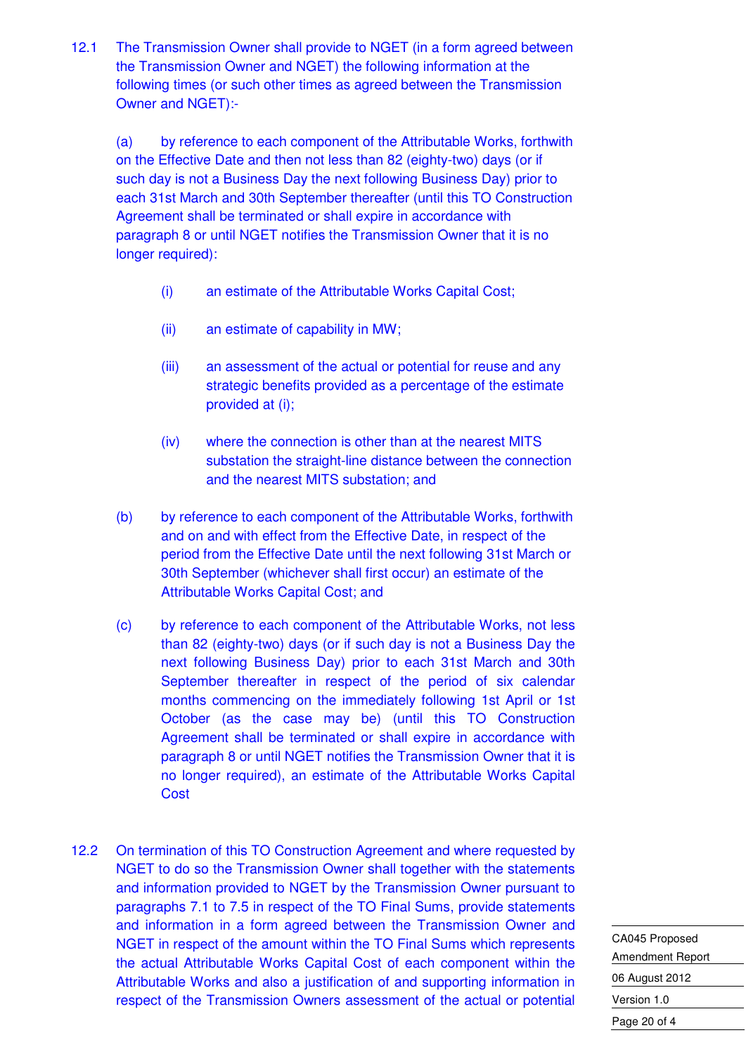12.1 The Transmission Owner shall provide to NGET (in a form agreed between the Transmission Owner and NGET) the following information at the following times (or such other times as agreed between the Transmission Owner and NGET):-

(a) by reference to each component of the Attributable Works, forthwith on the Effective Date and then not less than 82 (eighty-two) days (or if such day is not a Business Day the next following Business Day) prior to each 31st March and 30th September thereafter (until this TO Construction Agreement shall be terminated or shall expire in accordance with paragraph 8 or until NGET notifies the Transmission Owner that it is no longer required):

(i) an estimate of the Attributable Works Capital Cost;

(ii) an estimate of capability in MW;

(iii) an assessment of the actual or potential for reuse and any strategic benefits provided as a percentage of the estimate provided at (i);

(iv) where the connection is other than at the nearest MITS substation the straight-line distance between the connection and the nearest MITS substation; and

(b) by reference to each component of the Attributable Works, forthwith and on and with effect from the Effective Date, in respect of the period from the Effective Date until the next following 31st March or 30th September (whichever shall first occur) an estimate of the Attributable Works Capital Cost; and

(c) by reference to each component of the Attributable Works, not less than 82 (eighty-two) days (or if such day is not a Business Day the next following Business Day) prior to each 31st March and 30th September thereafter in respect of the period of six calendar months commencing on the immediately following 1st April or 1st October (as the case may be) (until this TO Construction Agreement shall be terminated or shall expire in accordance with paragraph 8 or until NGET notifies the Transmission Owner that it is no longer required), an estimate of the Attributable Works Capital Cost

12.2 On termination of this TO Construction Agreement and where requested by NGET to do so the Transmission Owner shall together with the statements and information provided to NGET by the Transmission Owner pursuant to paragraphs 7.1 to 7.5 in respect of the TO Final Sums, provide statements and information in a form agreed between the Transmission Owner and NGET in respect of the amount within the TO Final Sums which represents the actual Attributable Works Capital Cost of each component within the Attributable Works and also a justification of and supporting information in respect of the Transmission Owners assessment of the actual or potential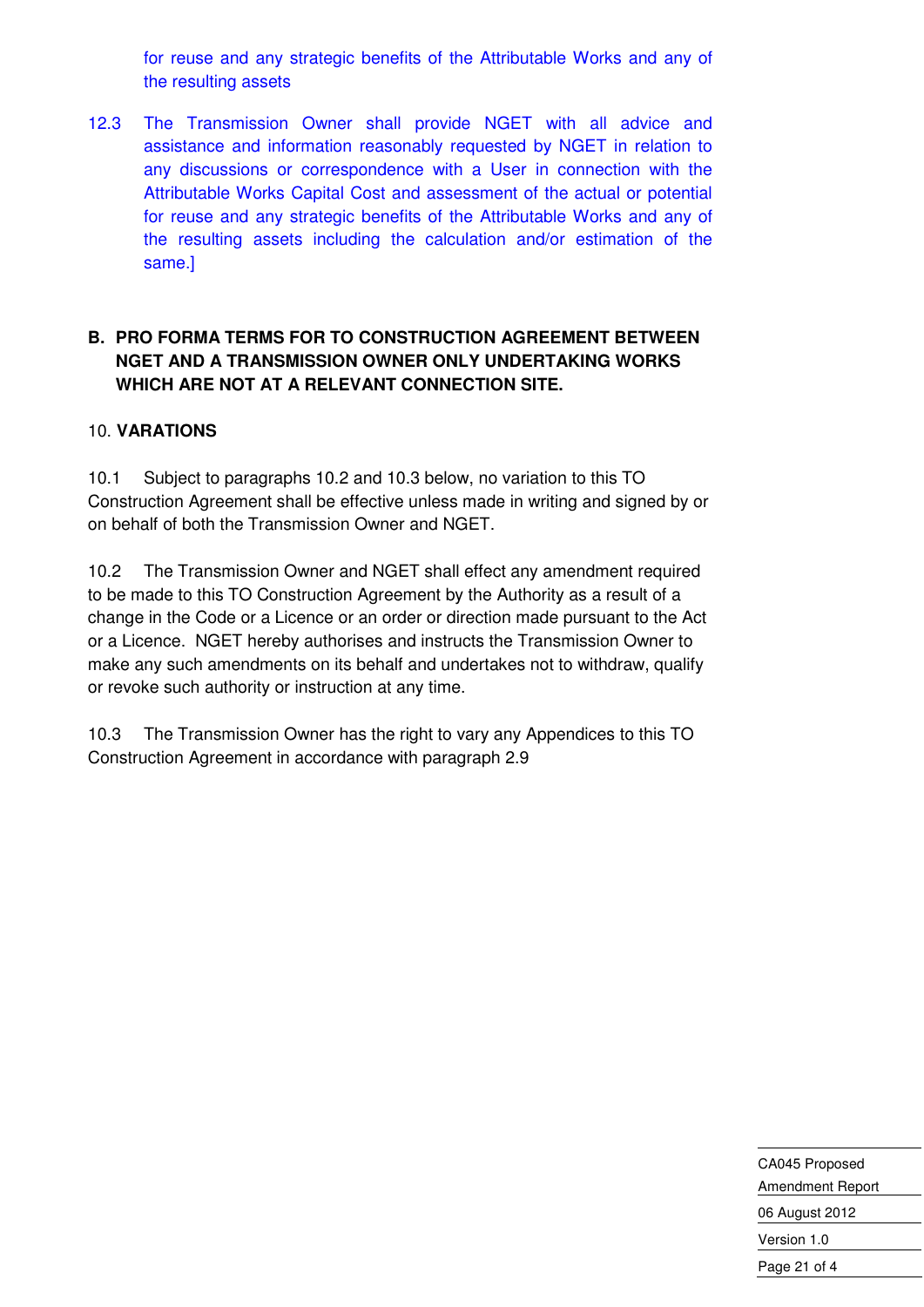for reuse and any strategic benefits of the Attributable Works and any of the resulting assets

12.3 The Transmission Owner shall provide NGET with all advice and assistance and information reasonably requested by NGET in relation to any discussions or correspondence with a User in connection with the Attributable Works Capital Cost and assessment of the actual or potential for reuse and any strategic benefits of the Attributable Works and any of the resulting assets including the calculation and/or estimation of the same.]

## B. PRO FORMA TERMS FOR TO CONSTRUCTION AGREEMENT BETWEEN NGET AND A TRANSMISSION OWNER ONLY UNDERTAKING WORKS WHICH ARE NOT AT A RELEVANT CONNECTION SITE.

10. **VARIATIONS**

10.1 Subject to paragraphs 10.2 and 10.3 below, no variation to this TO Construction Agreement shall be effective unless made in writing and signed by or on behalf of both the Transmission Owner and NGET.

10.2 The Transmission Owner and NGET shall effect any amendment required to be made to this TO Construction Agreement by the Authority as a result of a change in the Code or a Licence or an order or direction made pursuant to the Act or a Licence. NGET hereby authorises and instructs the Transmission Owner to make any such amendments on its behalf and undertakes not to withdraw, qualify or revoke such authority or instruction at any time.

10.3 The Transmission Owner has the right to vary any Appendices to this TO Construction Agreement in accordance with paragraph 2.9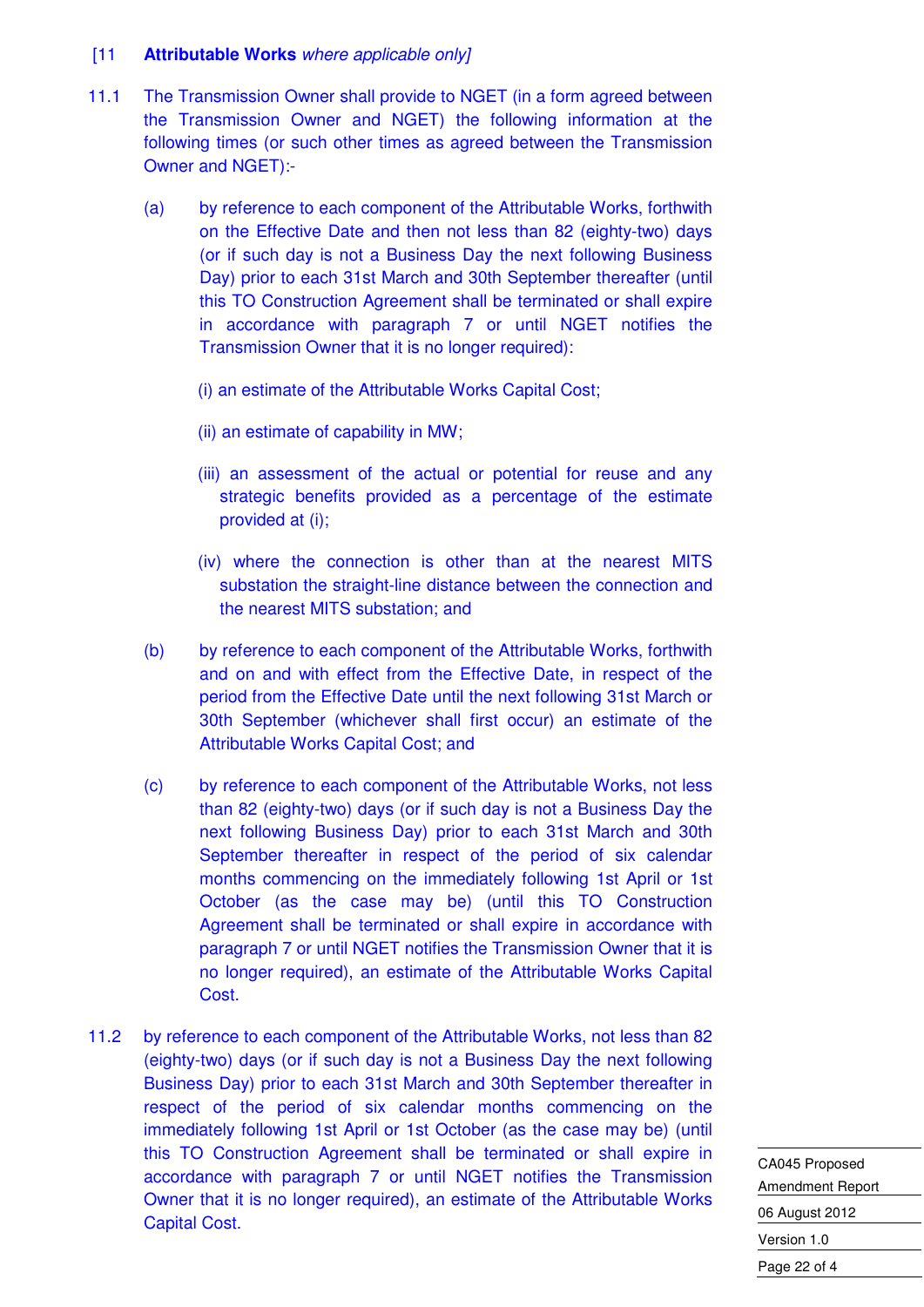[11 **Attributable Works** *where applicable only*]

11.1 The Transmission Owner shall provide to NGET (in a form agreed between the Transmission Owner and NGET) the following information at the following times (or such other times as agreed between the Transmission Owner and NGET):-

(a) by reference to each component of the Attributable Works, forthwith on the Effective Date and then not less than 82 (eighty-two) days (or if such day is not a Business Day the next following Business Day) prior to each 31st March and 30th September thereafter (until this TO Construction Agreement shall be terminated or shall expire in accordance with paragraph 7 or until NGET notifies the Transmission Owner that it is no longer required):

(i) an estimate of the Attributable Works Capital Cost;

(ii) an estimate of capability in MW;

(iii) an assessment of the actual or potential for reuse and any strategic benefits provided as a percentage of the estimate provided at (i);

(iv) where the connection is other than at the nearest MITS substation the straight-line distance between the connection and the nearest MITS substation; and

(b) by reference to each component of the Attributable Works, forthwith and on and with effect from the Effective Date, in respect of the period from the Effective Date until the next following 31st March or 30th September (whichever shall first occur) an estimate of the Attributable Works Capital Cost; and

(c) by reference to each component of the Attributable Works, not less than 82 (eighty-two) days (or if such day is not a Business Day the next following Business Day) prior to each 31st March and 30th September thereafter in respect of the period of six calendar months commencing on the immediately following 1st April or 1st October (as the case may be) (until this TO Construction Agreement shall be terminated or shall expire in accordance with paragraph 7 or until NGET notifies the Transmission Owner that it is no longer required), an estimate of the Attributable Works Capital Cost.

11.2 by reference to each component of the Attributable Works, not less than 82 (eighty-two) days (or if such day is not a Business Day the next following Business Day) prior to each 31st March and 30th September thereafter in respect of the period of six calendar months commencing on the immediately following 1st April or 1st October (as the case may be) (until this TO Construction Agreement shall be terminated or shall expire in accordance with paragraph 7 or until NGET notifies the Transmission Owner that it is no longer required), an estimate of the Attributable Works Capital Cost.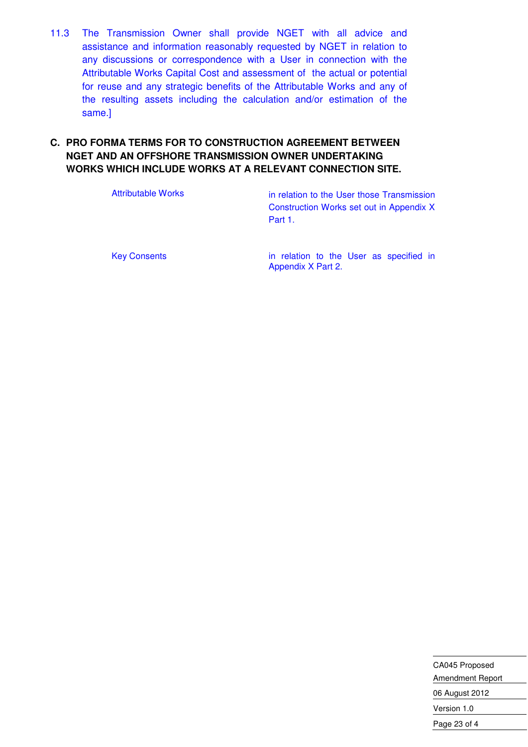11.3 The Transmission Owner shall provide NGET with all advice and assistance and information reasonably requested by NGET in relation to any discussions or correspondence with a User in connection with the Attributable Works Capital Cost and assessment of the actual or potential for reuse and any strategic benefits of the Attributable Works and any of the resulting assets including the calculation and/or estimation of the same.]

## C. PRO FORMA TERMS FOR TO CONSTRUCTION AGREEMENT BETWEEN NGET AND AN OFFSHORE TRANSMISSION OWNER UNDERTAKING WORKS WHICH INCLUDE WORKS AT A RELEVANT CONNECTION SITE.

| | |
|---|---|
| Attributable Works | in relation to the User those Transmission Construction Works set out in Appendix X Part 1. |
| Key Consents | in relation to the User as specified in Appendix X Part 2. |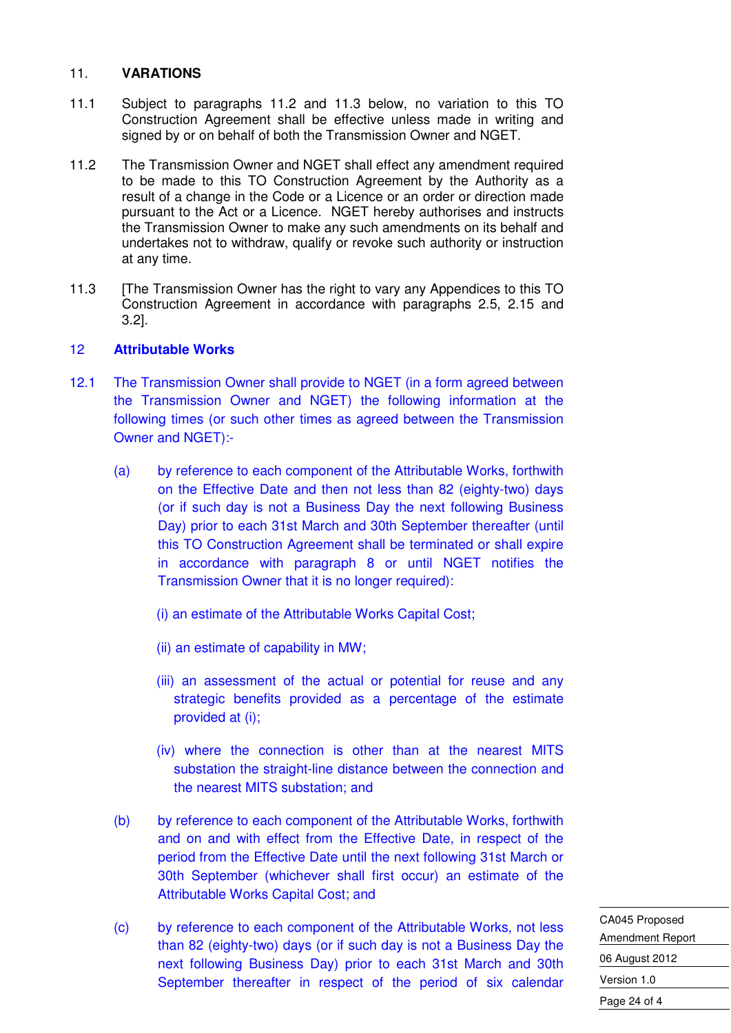## 11. VARATIONS

11.1 Subject to paragraphs 11.2 and 11.3 below, no variation to this TO Construction Agreement shall be effective unless made in writing and signed by or on behalf of both the Transmission Owner and NGET.

11.2 The Transmission Owner and NGET shall effect any amendment required to be made to this TO Construction Agreement by the Authority as a result of a change in the Code or a Licence or an order or direction made pursuant to the Act or a Licence. NGET hereby authorises and instructs the Transmission Owner to make any such amendments on its behalf and undertakes not to withdraw, qualify or revoke such authority or instruction at any time.

11.3 [The Transmission Owner has the right to vary any Appendices to this TO Construction Agreement in accordance with paragraphs 2.5, 2.15 and 3.2].

## 12 Attributable Works

12.1 The Transmission Owner shall provide to NGET (in a form agreed between the Transmission Owner and NGET) the following information at the following times (or such other times as agreed between the Transmission Owner and NGET):-

(a) by reference to each component of the Attributable Works, forthwith on the Effective Date and then not less than 82 (eighty-two) days (or if such day is not a Business Day the next following Business Day) prior to each 31st March and 30th September thereafter (until this TO Construction Agreement shall be terminated or shall expire in accordance with paragraph 8 or until NGET notifies the Transmission Owner that it is no longer required):

(i) an estimate of the Attributable Works Capital Cost;

(ii) an estimate of capability in MW;

(iii) an assessment of the actual or potential for reuse and any strategic benefits provided as a percentage of the estimate provided at (i);

(iv) where the connection is other than at the nearest MITS substation the straight-line distance between the connection and the nearest MITS substation; and

(b) by reference to each component of the Attributable Works, forthwith and on and with effect from the Effective Date, in respect of the period from the Effective Date until the next following 31st March or 30th September (whichever shall first occur) an estimate of the Attributable Works Capital Cost; and

(c) by reference to each component of the Attributable Works, not less than 82 (eighty-two) days (or if such day is not a Business Day the next following Business Day) prior to each 31st March and 30th September thereafter in respect of the period of six calendar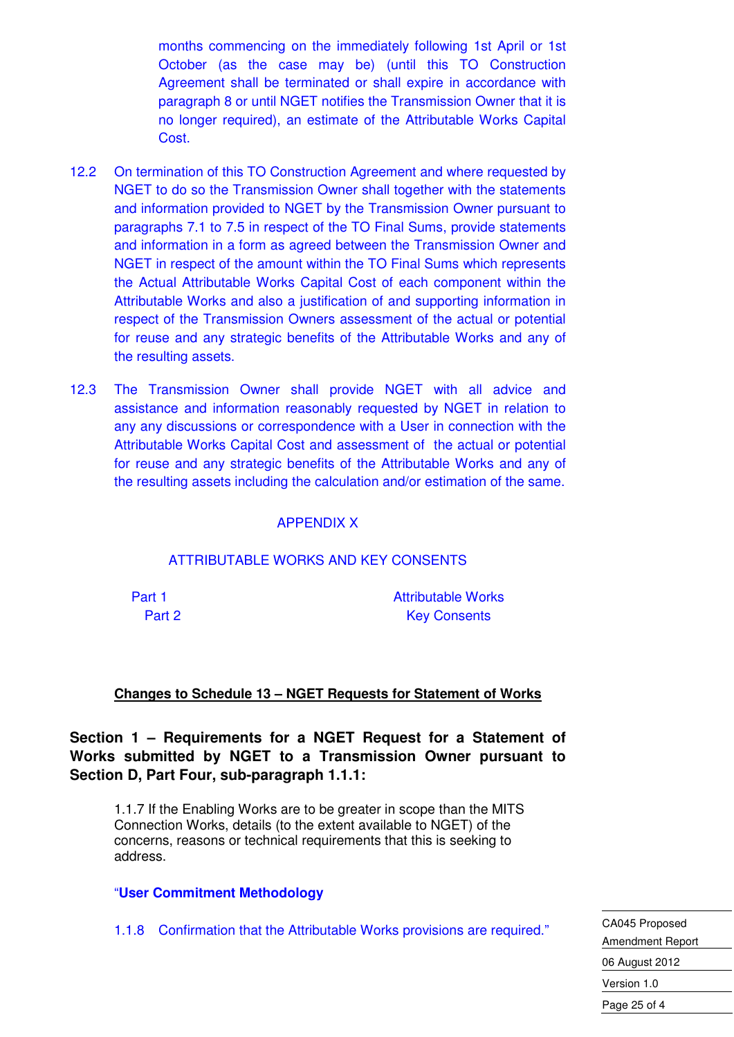months commencing on the immediately following 1st April or 1st October (as the case may be) (until this TO Construction Agreement shall be terminated or shall expire in accordance with paragraph 8 or until NGET notifies the Transmission Owner that it is no longer required), an estimate of the Attributable Works Capital Cost.

12.2 On termination of this TO Construction Agreement and where requested by NGET to do so the Transmission Owner shall together with the statements and information provided to NGET by the Transmission Owner pursuant to paragraphs 7.1 to 7.5 in respect of the TO Final Sums, provide statements and information in a form as agreed between the Transmission Owner and NGET in respect of the amount within the TO Final Sums which represents the Actual Attributable Works Capital Cost of each component within the Attributable Works and also a justification of and supporting information in respect of the Transmission Owners assessment of the actual or potential for reuse and any strategic benefits of the Attributable Works and any of the resulting assets.

12.3 The Transmission Owner shall provide NGET with all advice and assistance and information reasonably requested by NGET in relation to any any discussions or correspondence with a User in connection with the Attributable Works Capital Cost and assessment of the actual or potential for reuse and any strategic benefits of the Attributable Works and any of the resulting assets including the calculation and/or estimation of the same.

APPENDIX X

ATTRIBUTABLE WORKS AND KEY CONSENTS

| | |
|---|---|
| Part 1 | Attributable Works |
| Part 2 | Key Consents |

**Changes to Schedule 13 – NGET Requests for Statement of Works**

**Section 1 – Requirements for a NGET Request for a Statement of Works submitted by NGET to a Transmission Owner pursuant to Section D, Part Four, sub-paragraph 1.1.1:**

1.1.7 If the Enabling Works are to be greater in scope than the MITS Connection Works, details (to the extent available to NGET) of the concerns, reasons or technical requirements that this is seeking to address.

"**User Commitment Methodology**

1.1.8 Confirmation that the Attributable Works provisions are required."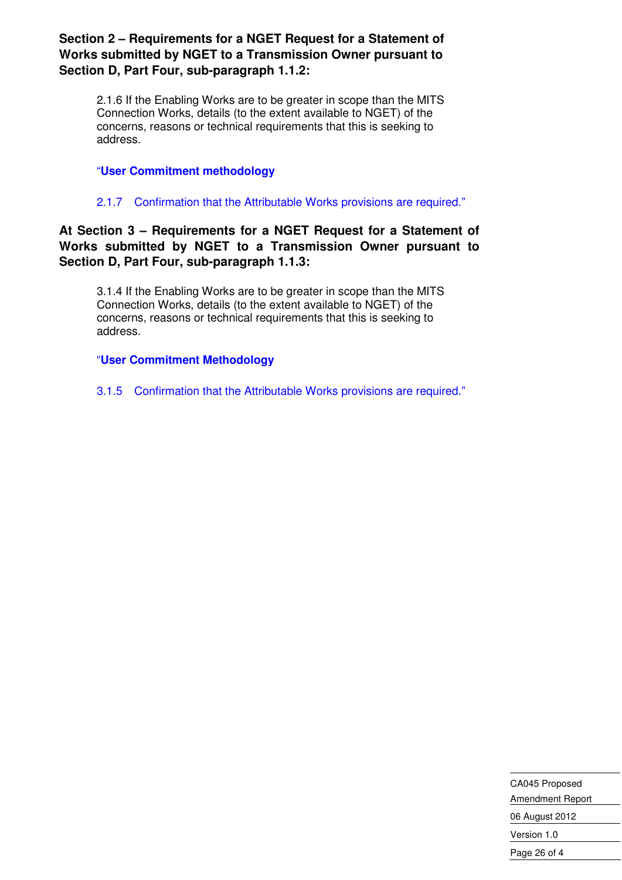**Section 2 – Requirements for a NGET Request for a Statement of Works submitted by NGET to a Transmission Owner pursuant to Section D, Part Four, sub-paragraph 1.1.2:**

2.1.6 If the Enabling Works are to be greater in scope than the MITS Connection Works, details (to the extent available to NGET) of the concerns, reasons or technical requirements that this is seeking to address.

"**User Commitment methodology**

2.1.7 Confirmation that the Attributable Works provisions are required."

**At Section 3 – Requirements for a NGET Request for a Statement of Works submitted by NGET to a Transmission Owner pursuant to Section D, Part Four, sub-paragraph 1.1.3:**

3.1.4 If the Enabling Works are to be greater in scope than the MITS Connection Works, details (to the extent available to NGET) of the concerns, reasons or technical requirements that this is seeking to address.

"**User Commitment Methodology**

3.1.5 Confirmation that the Attributable Works provisions are required."